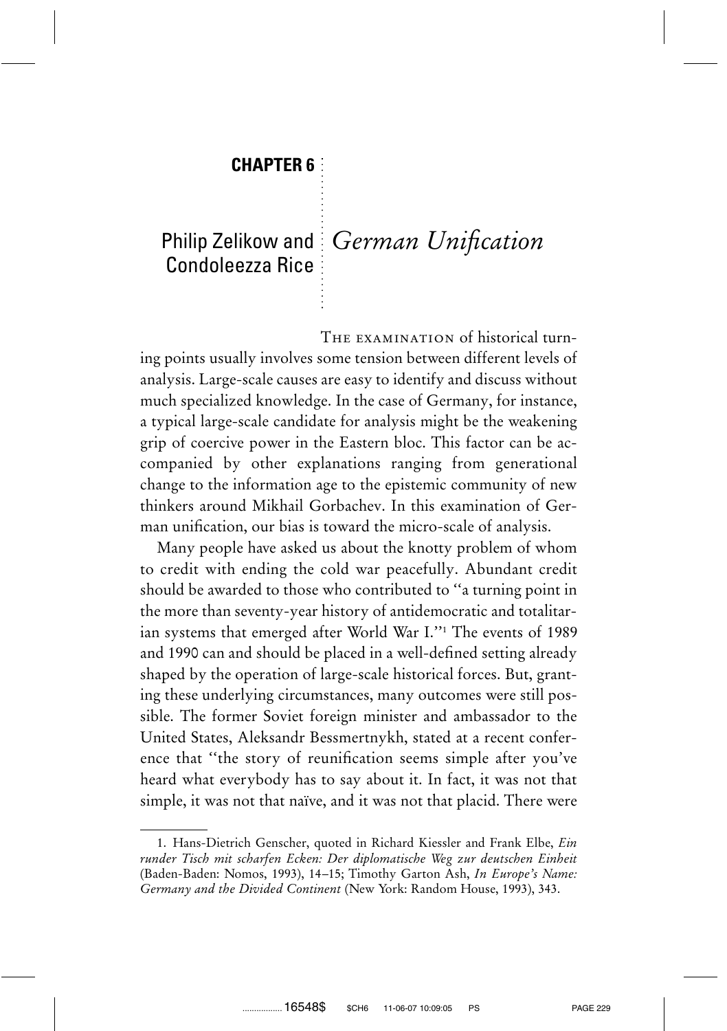**CHAPTER 6**

Philip Zelikow and Condoleezza Rice

# *German Unification*

THE EXAMINATION of historical turning points usually involves some tension between different levels of analysis. Large-scale causes are easy to identify and discuss without much specialized knowledge. In the case of Germany, for instance, a typical large-scale candidate for analysis might be the weakening grip of coercive power in the Eastern bloc. This factor can be accompanied by other explanations ranging from generational change to the information age to the epistemic community of new thinkers around Mikhail Gorbachev. In this examination of German unification, our bias is toward the micro-scale of analysis.

Many people have asked us about the knotty problem of whom to credit with ending the cold war peacefully. Abundant credit should be awarded to those who contributed to "a turning point in the more than seventy-year history of antidemocratic and totalitarian systems that emerged after World War I."[1] The events of 1989 and 1990 can and should be placed in a well-defined setting already shaped by the operation of large-scale historical forces. But, granting these underlying circumstances, many outcomes were still possible. The former Soviet foreign minister and ambassador to the United States, Aleksandr Bessmertnykh, stated at a recent conference that "the story of reunification seems simple after you've heard what everybody has to say about it. In fact, it was not that simple, it was not that naïve, and it was not that placid. There were

---

1. Hans-Dietrich Genscher, quoted in Richard Kiessler and Frank Elbe, *Ein runder Tisch mit scharfen Ecken: Der diplomatische Weg zur deutschen Einheit* (Baden-Baden: Nomos, 1993), 14–15; Timothy Garton Ash, *In Europe's Name: Germany and the Divided Continent* (New York: Random House, 1993), 343.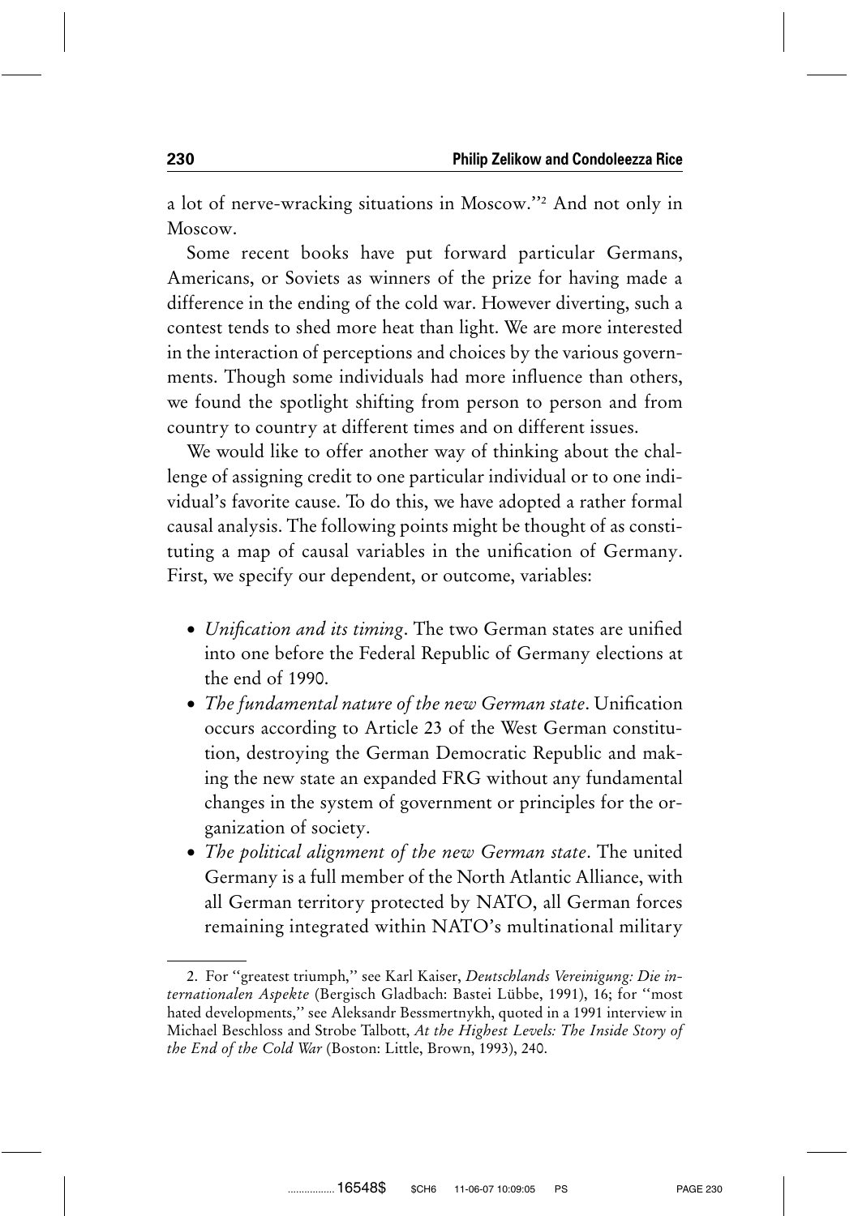a lot of nerve-wracking situations in Moscow."[2] And not only in Moscow.

Some recent books have put forward particular Germans, Americans, or Soviets as winners of the prize for having made a difference in the ending of the cold war. However diverting, such a contest tends to shed more heat than light. We are more interested in the interaction of perceptions and choices by the various governments. Though some individuals had more influence than others, we found the spotlight shifting from person to person and from country to country at different times and on different issues.

We would like to offer another way of thinking about the challenge of assigning credit to one particular individual or to one individual's favorite cause. To do this, we have adopted a rather formal causal analysis. The following points might be thought of as constituting a map of causal variables in the unification of Germany. First, we specify our dependent, or outcome, variables:

- *Unification and its timing*. The two German states are unified into one before the Federal Republic of Germany elections at the end of 1990.
- *The fundamental nature of the new German state*. Unification occurs according to Article 23 of the West German constitution, destroying the German Democratic Republic and making the new state an expanded FRG without any fundamental changes in the system of government or principles for the organization of society.
- *The political alignment of the new German state*. The united Germany is a full member of the North Atlantic Alliance, with all German territory protected by NATO, all German forces remaining integrated within NATO's multinational military

2. For "greatest triumph," see Karl Kaiser, *Deutschlands Vereinigung: Die internationalen Aspekte* (Bergisch Gladbach: Bastei Lübbe, 1991), 16; for "most hated developments," see Aleksandr Bessmertnykh, quoted in a 1991 interview in Michael Beschloss and Strobe Talbott, *At the Highest Levels: The Inside Story of the End of the Cold War* (Boston: Little, Brown, 1993), 240.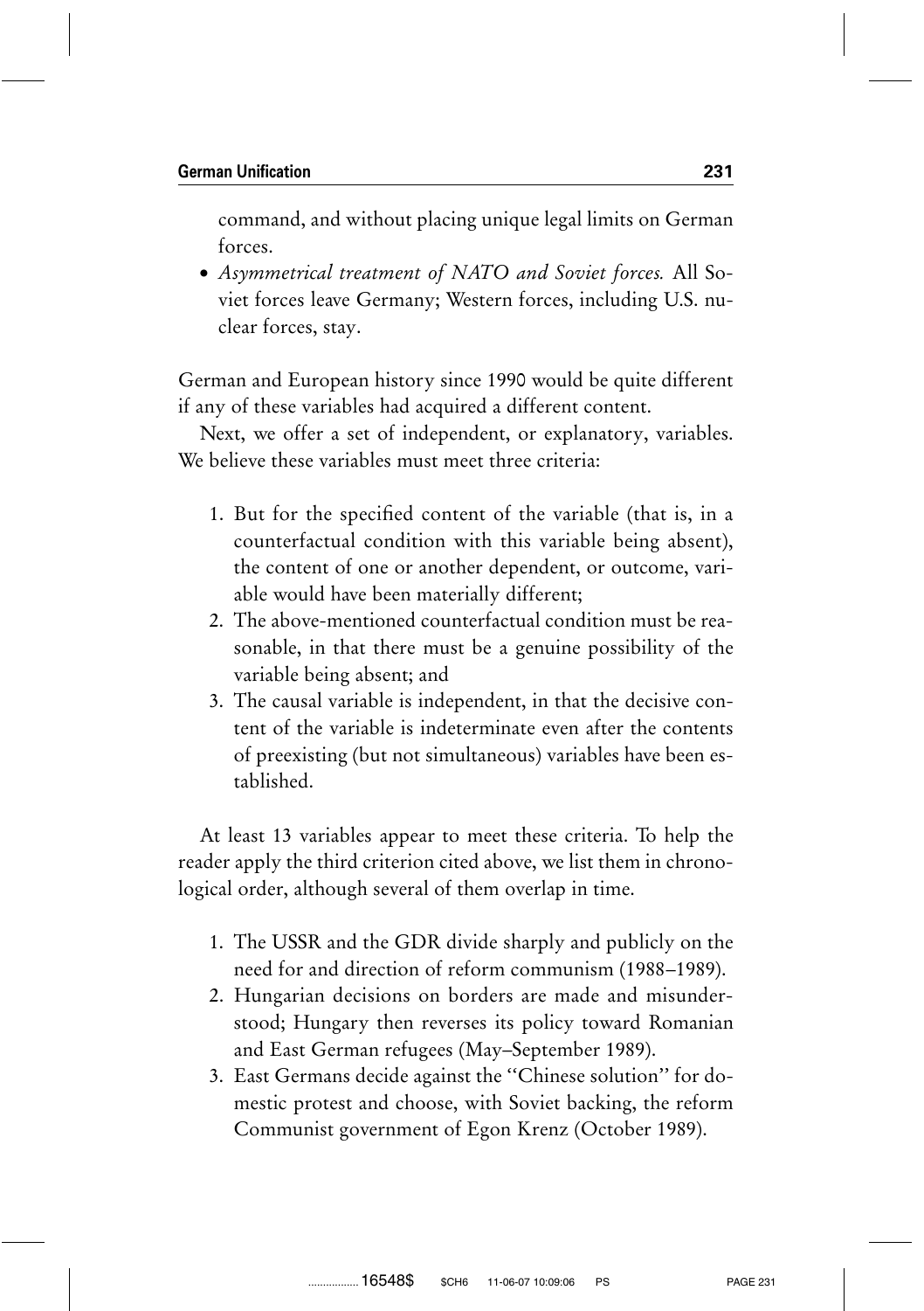command, and without placing unique legal limits on German forces.

- *Asymmetrical treatment of NATO and Soviet forces.* All Soviet forces leave Germany; Western forces, including U.S. nuclear forces, stay.

German and European history since 1990 would be quite different if any of these variables had acquired a different content.

Next, we offer a set of independent, or explanatory, variables. We believe these variables must meet three criteria:

1. But for the specified content of the variable (that is, in a counterfactual condition with this variable being absent), the content of one or another dependent, or outcome, variable would have been materially different;
2. The above-mentioned counterfactual condition must be reasonable, in that there must be a genuine possibility of the variable being absent; and
3. The causal variable is independent, in that the decisive content of the variable is indeterminate even after the contents of preexisting (but not simultaneous) variables have been established.

At least 13 variables appear to meet these criteria. To help the reader apply the third criterion cited above, we list them in chronological order, although several of them overlap in time.

1. The USSR and the GDR divide sharply and publicly on the need for and direction of reform communism (1988–1989).
2. Hungarian decisions on borders are made and misunderstood; Hungary then reverses its policy toward Romanian and East German refugees (May–September 1989).
3. East Germans decide against the "Chinese solution" for domestic protest and choose, with Soviet backing, the reform Communist government of Egon Krenz (October 1989).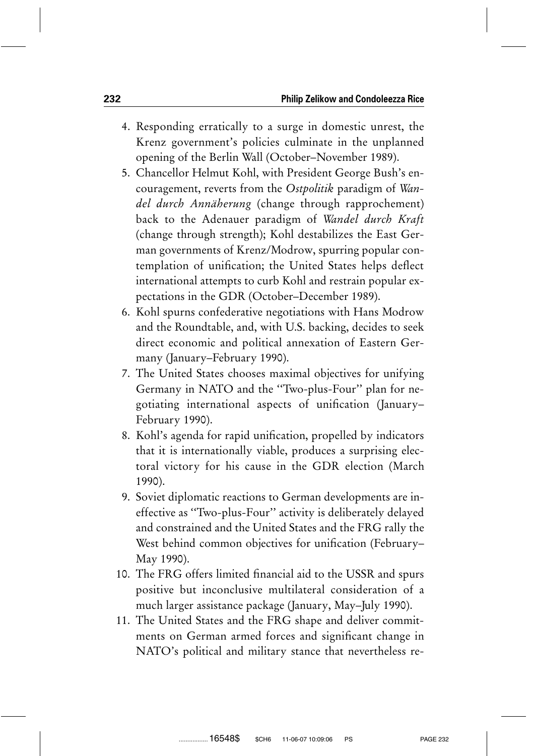4. Responding erratically to a surge in domestic unrest, the Krenz government's policies culminate in the unplanned opening of the Berlin Wall (October–November 1989).
5. Chancellor Helmut Kohl, with President George Bush's encouragement, reverts from the *Ostpolitik* paradigm of *Wandel durch Annäherung* (change through rapprochement) back to the Adenauer paradigm of *Wandel durch Kraft* (change through strength); Kohl destabilizes the East German governments of Krenz/Modrow, spurring popular contemplation of unification; the United States helps deflect international attempts to curb Kohl and restrain popular expectations in the GDR (October–December 1989).
6. Kohl spurns confederative negotiations with Hans Modrow and the Roundtable, and, with U.S. backing, decides to seek direct economic and political annexation of Eastern Germany (January–February 1990).
7. The United States chooses maximal objectives for unifying Germany in NATO and the "Two-plus-Four" plan for negotiating international aspects of unification (January–February 1990).
8. Kohl's agenda for rapid unification, propelled by indicators that it is internationally viable, produces a surprising electoral victory for his cause in the GDR election (March 1990).
9. Soviet diplomatic reactions to German developments are ineffective as "Two-plus-Four" activity is deliberately delayed and constrained and the United States and the FRG rally the West behind common objectives for unification (February–May 1990).
10. The FRG offers limited financial aid to the USSR and spurs positive but inconclusive multilateral consideration of a much larger assistance package (January, May–July 1990).
11. The United States and the FRG shape and deliver commitments on German armed forces and significant change in NATO's political and military stance that nevertheless re-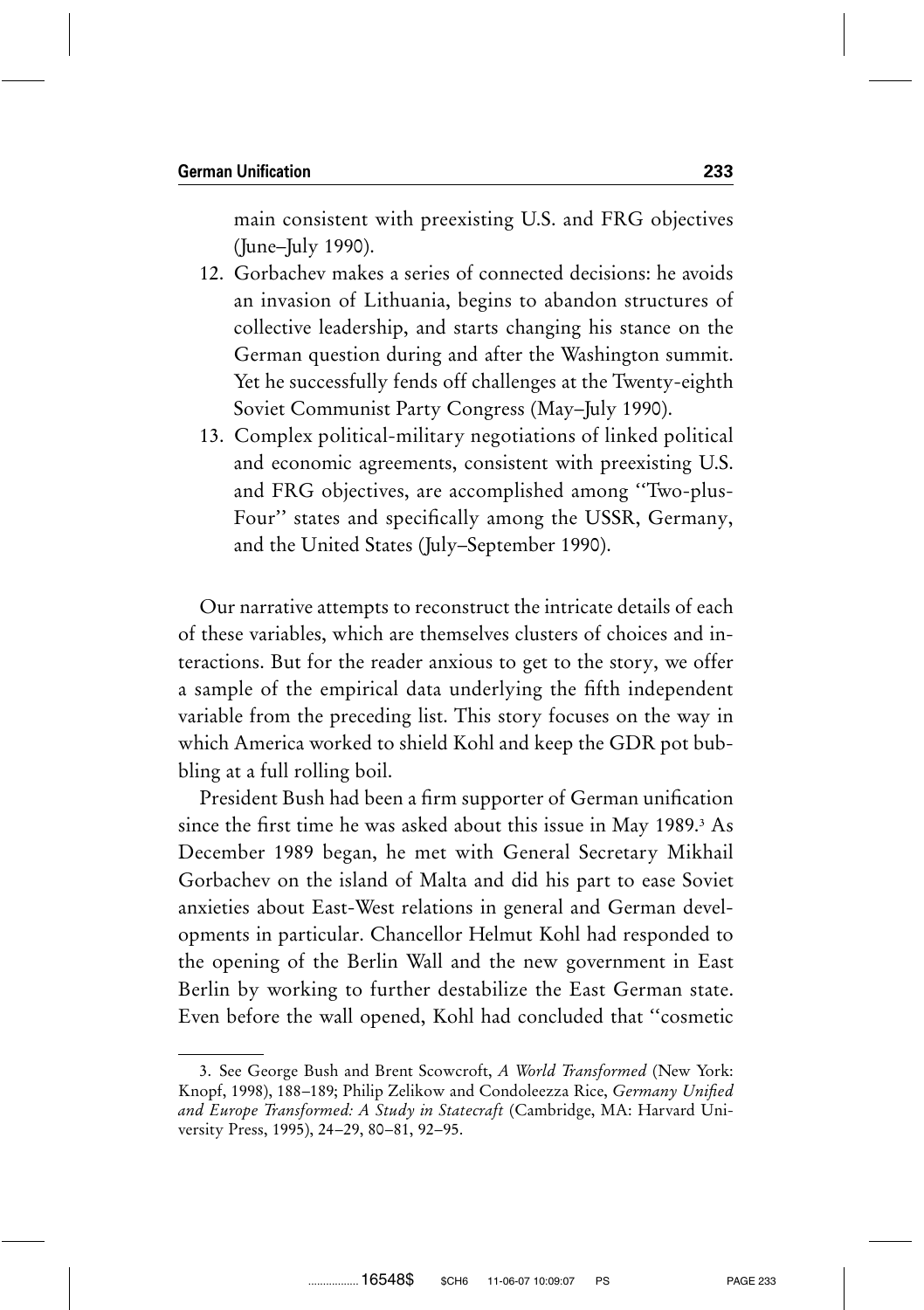main consistent with preexisting U.S. and FRG objectives (June–July 1990).

12. Gorbachev makes a series of connected decisions: he avoids an invasion of Lithuania, begins to abandon structures of collective leadership, and starts changing his stance on the German question during and after the Washington summit. Yet he successfully fends off challenges at the Twenty-eighth Soviet Communist Party Congress (May–July 1990).
13. Complex political-military negotiations of linked political and economic agreements, consistent with preexisting U.S. and FRG objectives, are accomplished among "Two-plus-Four" states and specifically among the USSR, Germany, and the United States (July–September 1990).

Our narrative attempts to reconstruct the intricate details of each of these variables, which are themselves clusters of choices and interactions. But for the reader anxious to get to the story, we offer a sample of the empirical data underlying the fifth independent variable from the preceding list. This story focuses on the way in which America worked to shield Kohl and keep the GDR pot bubbling at a full rolling boil.

President Bush had been a firm supporter of German unification since the first time he was asked about this issue in May 1989.[3] As December 1989 began, he met with General Secretary Mikhail Gorbachev on the island of Malta and did his part to ease Soviet anxieties about East-West relations in general and German developments in particular. Chancellor Helmut Kohl had responded to the opening of the Berlin Wall and the new government in East Berlin by working to further destabilize the East German state. Even before the wall opened, Kohl had concluded that "cosmetic

3. See George Bush and Brent Scowcroft, *A World Transformed* (New York: Knopf, 1998), 188–189; Philip Zelikow and Condoleezza Rice, *Germany Unified and Europe Transformed: A Study in Statecraft* (Cambridge, MA: Harvard University Press, 1995), 24–29, 80–81, 92–95.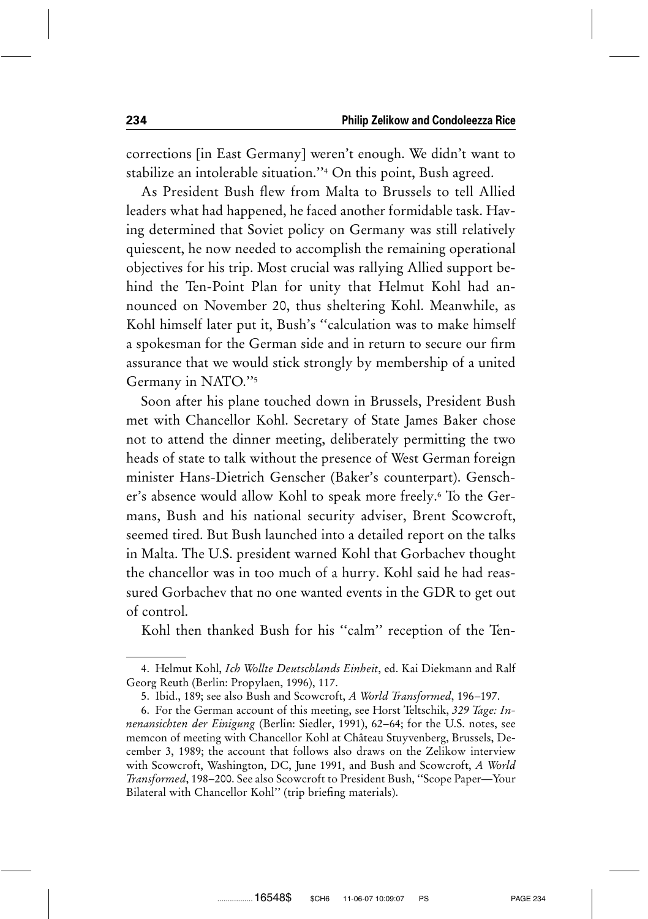corrections [in East Germany] weren't enough. We didn't want to stabilize an intolerable situation.''[4] On this point, Bush agreed.

As President Bush flew from Malta to Brussels to tell Allied leaders what had happened, he faced another formidable task. Having determined that Soviet policy on Germany was still relatively quiescent, he now needed to accomplish the remaining operational objectives for his trip. Most crucial was rallying Allied support behind the Ten-Point Plan for unity that Helmut Kohl had announced on November 20, thus sheltering Kohl. Meanwhile, as Kohl himself later put it, Bush's ''calculation was to make himself a spokesman for the German side and in return to secure our firm assurance that we would stick strongly by membership of a united Germany in NATO.''[5]

Soon after his plane touched down in Brussels, President Bush met with Chancellor Kohl. Secretary of State James Baker chose not to attend the dinner meeting, deliberately permitting the two heads of state to talk without the presence of West German foreign minister Hans-Dietrich Genscher (Baker's counterpart). Genscher's absence would allow Kohl to speak more freely.[6] To the Germans, Bush and his national security adviser, Brent Scowcroft, seemed tired. But Bush launched into a detailed report on the talks in Malta. The U.S. president warned Kohl that Gorbachev thought the chancellor was in too much of a hurry. Kohl said he had reassured Gorbachev that no one wanted events in the GDR to get out of control.

Kohl then thanked Bush for his ''calm'' reception of the Ten-

---

4. Helmut Kohl, *Ich Wollte Deutschlands Einheit*, ed. Kai Diekmann and Ralf Georg Reuth (Berlin: Propylaen, 1996), 117.

5. Ibid., 189; see also Bush and Scowcroft, *A World Transformed*, 196–197.

6. For the German account of this meeting, see Horst Teltschik, *329 Tage: Innenansichten der Einigung* (Berlin: Siedler, 1991), 62–64; for the U.S. notes, see memcon of meeting with Chancellor Kohl at Château Stuyvenberg, Brussels, December 3, 1989; the account that follows also draws on the Zelikow interview with Scowcroft, Washington, DC, June 1991, and Bush and Scowcroft, *A World Transformed*, 198–200. See also Scowcroft to President Bush, ''Scope Paper—Your Bilateral with Chancellor Kohl'' (trip briefing materials).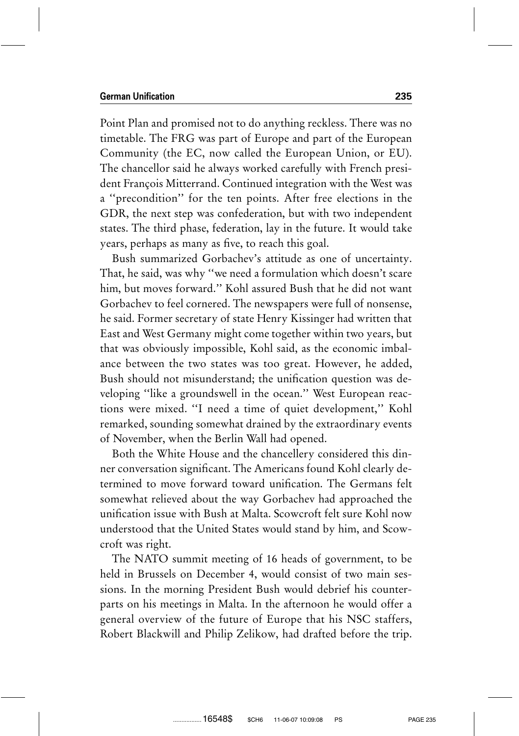Point Plan and promised not to do anything reckless. There was no timetable. The FRG was part of Europe and part of the European Community (the EC, now called the European Union, or EU). The chancellor said he always worked carefully with French president François Mitterrand. Continued integration with the West was a ''precondition'' for the ten points. After free elections in the GDR, the next step was confederation, but with two independent states. The third phase, federation, lay in the future. It would take years, perhaps as many as five, to reach this goal.

Bush summarized Gorbachev's attitude as one of uncertainty. That, he said, was why ''we need a formulation which doesn't scare him, but moves forward.'' Kohl assured Bush that he did not want Gorbachev to feel cornered. The newspapers were full of nonsense, he said. Former secretary of state Henry Kissinger had written that East and West Germany might come together within two years, but that was obviously impossible, Kohl said, as the economic imbalance between the two states was too great. However, he added, Bush should not misunderstand; the unification question was developing ''like a groundswell in the ocean.'' West European reactions were mixed. ''I need a time of quiet development,'' Kohl remarked, sounding somewhat drained by the extraordinary events of November, when the Berlin Wall had opened.

Both the White House and the chancellery considered this dinner conversation significant. The Americans found Kohl clearly determined to move forward toward unification. The Germans felt somewhat relieved about the way Gorbachev had approached the unification issue with Bush at Malta. Scowcroft felt sure Kohl now understood that the United States would stand by him, and Scowcroft was right.

The NATO summit meeting of 16 heads of government, to be held in Brussels on December 4, would consist of two main sessions. In the morning President Bush would debrief his counterparts on his meetings in Malta. In the afternoon he would offer a general overview of the future of Europe that his NSC staffers, Robert Blackwill and Philip Zelikow, had drafted before the trip.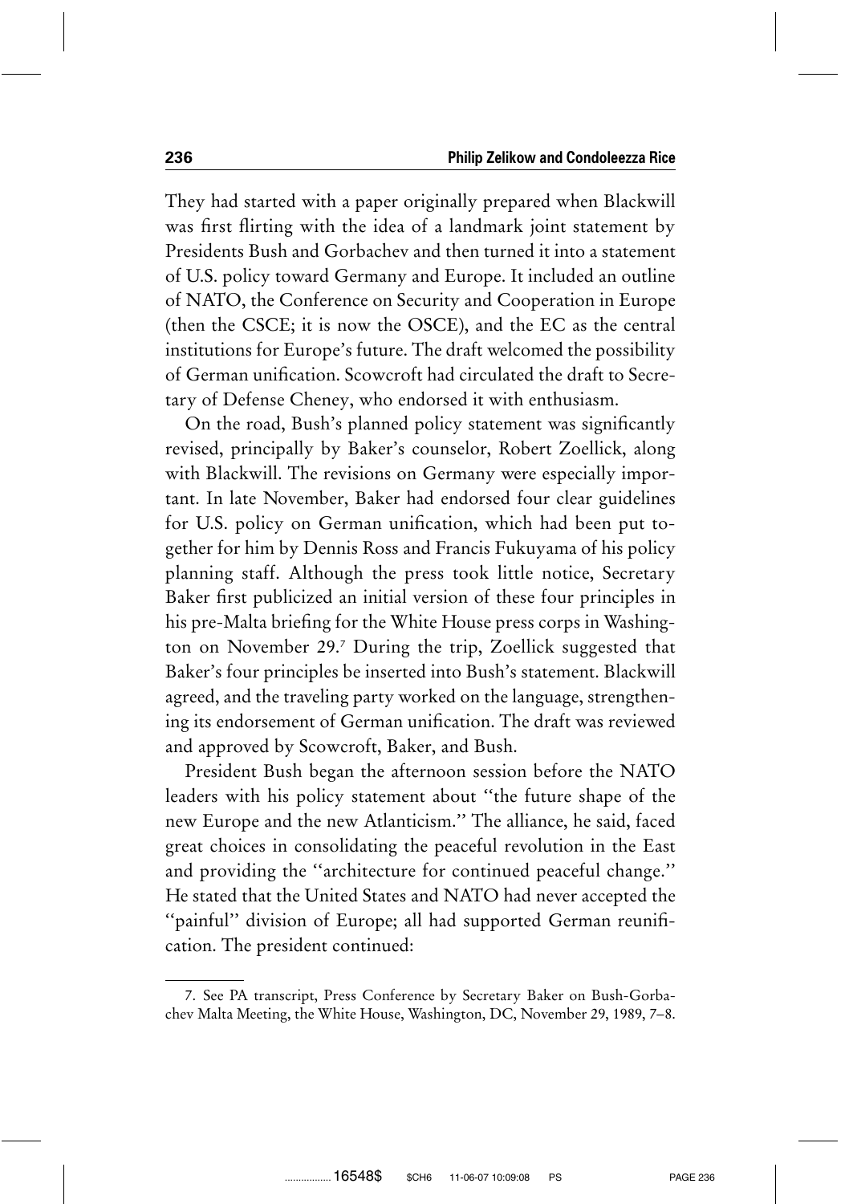They had started with a paper originally prepared when Blackwill was first flirting with the idea of a landmark joint statement by Presidents Bush and Gorbachev and then turned it into a statement of U.S. policy toward Germany and Europe. It included an outline of NATO, the Conference on Security and Cooperation in Europe (then the CSCE; it is now the OSCE), and the EC as the central institutions for Europe's future. The draft welcomed the possibility of German unification. Scowcroft had circulated the draft to Secretary of Defense Cheney, who endorsed it with enthusiasm.

On the road, Bush's planned policy statement was significantly revised, principally by Baker's counselor, Robert Zoellick, along with Blackwill. The revisions on Germany were especially important. In late November, Baker had endorsed four clear guidelines for U.S. policy on German unification, which had been put together for him by Dennis Ross and Francis Fukuyama of his policy planning staff. Although the press took little notice, Secretary Baker first publicized an initial version of these four principles in his pre-Malta briefing for the White House press corps in Washington on November 29.[7] During the trip, Zoellick suggested that Baker's four principles be inserted into Bush's statement. Blackwill agreed, and the traveling party worked on the language, strengthening its endorsement of German unification. The draft was reviewed and approved by Scowcroft, Baker, and Bush.

President Bush began the afternoon session before the NATO leaders with his policy statement about "the future shape of the new Europe and the new Atlanticism." The alliance, he said, faced great choices in consolidating the peaceful revolution in the East and providing the "architecture for continued peaceful change." He stated that the United States and NATO had never accepted the "painful" division of Europe; all had supported German reunification. The president continued:

---

7. See PA transcript, Press Conference by Secretary Baker on Bush-Gorbachev Malta Meeting, the White House, Washington, DC, November 29, 1989, 7–8.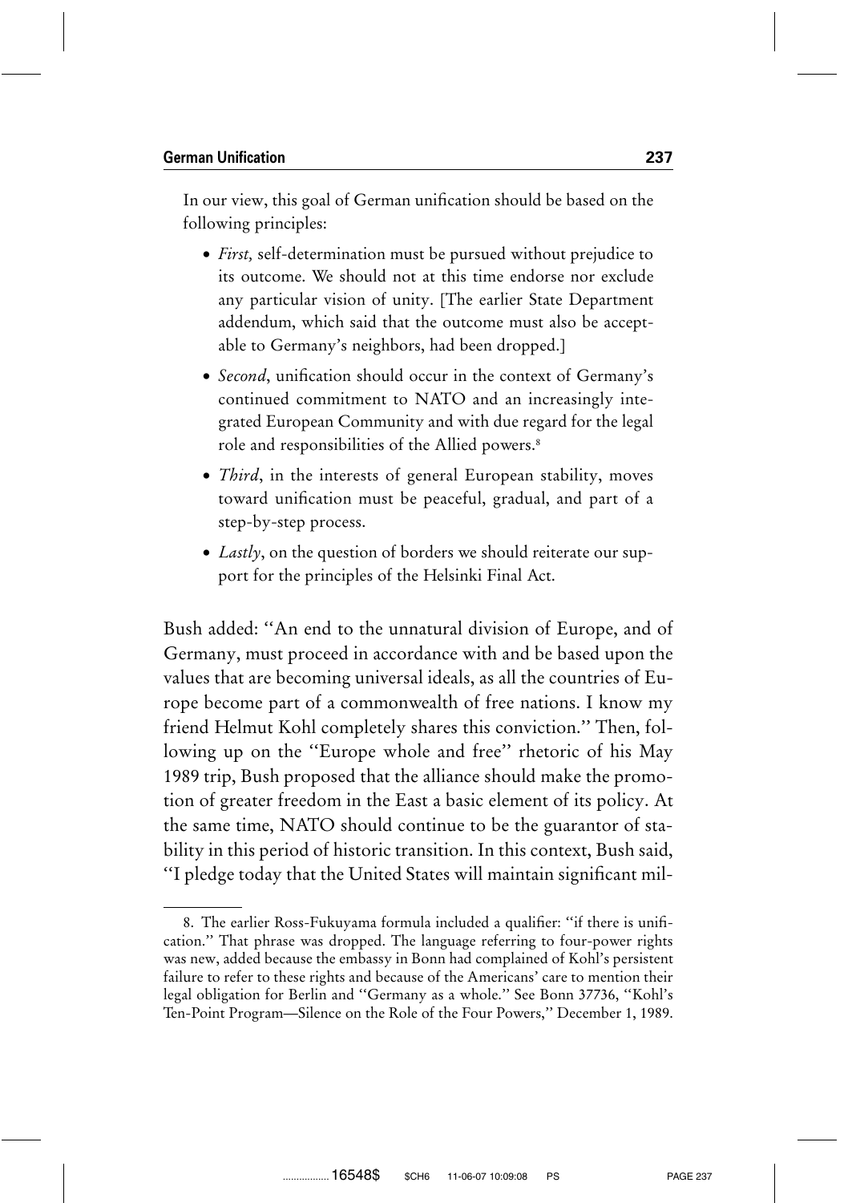In our view, this goal of German unification should be based on the following principles:

- *First,* self-determination must be pursued without prejudice to its outcome. We should not at this time endorse nor exclude any particular vision of unity. [The earlier State Department addendum, which said that the outcome must also be acceptable to Germany's neighbors, had been dropped.]
- *Second*, unification should occur in the context of Germany's continued commitment to NATO and an increasingly integrated European Community and with due regard for the legal role and responsibilities of the Allied powers.[8]
- *Third*, in the interests of general European stability, moves toward unification must be peaceful, gradual, and part of a step-by-step process.
- *Lastly*, on the question of borders we should reiterate our support for the principles of the Helsinki Final Act.

Bush added: ''An end to the unnatural division of Europe, and of Germany, must proceed in accordance with and be based upon the values that are becoming universal ideals, as all the countries of Europe become part of a commonwealth of free nations. I know my friend Helmut Kohl completely shares this conviction.'' Then, following up on the ''Europe whole and free'' rhetoric of his May 1989 trip, Bush proposed that the alliance should make the promotion of greater freedom in the East a basic element of its policy. At the same time, NATO should continue to be the guarantor of stability in this period of historic transition. In this context, Bush said, ''I pledge today that the United States will maintain significant mil-

8. The earlier Ross-Fukuyama formula included a qualifier: ''if there is unification.'' That phrase was dropped. The language referring to four-power rights was new, added because the embassy in Bonn had complained of Kohl's persistent failure to refer to these rights and because of the Americans' care to mention their legal obligation for Berlin and ''Germany as a whole.'' See Bonn 37736, ''Kohl's Ten-Point Program—Silence on the Role of the Four Powers,'' December 1, 1989.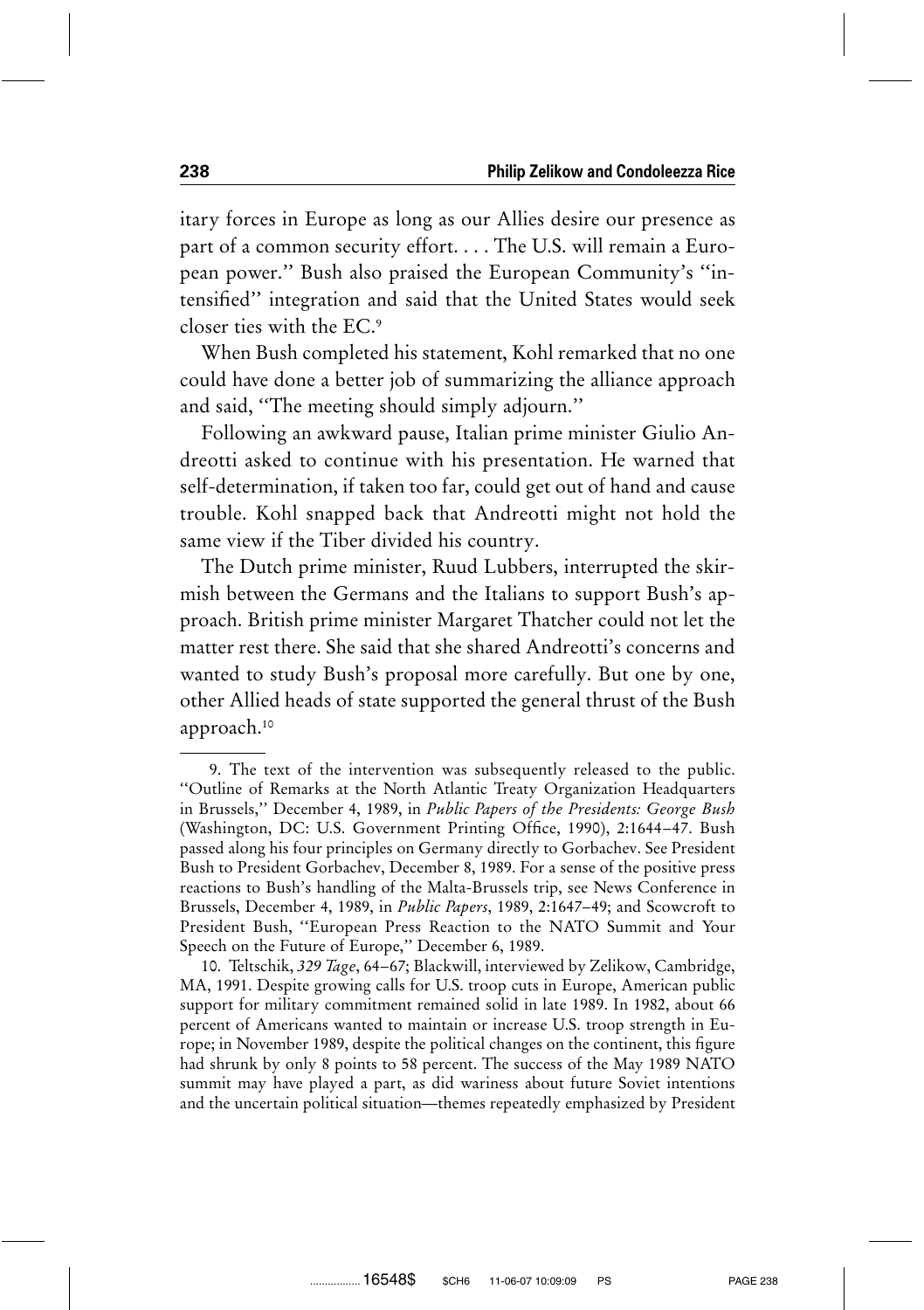itary forces in Europe as long as our Allies desire our presence as part of a common security effort. . . . The U.S. will remain a European power.'' Bush also praised the European Community's ''intensified'' integration and said that the United States would seek closer ties with the EC.[9]

When Bush completed his statement, Kohl remarked that no one could have done a better job of summarizing the alliance approach and said, ''The meeting should simply adjourn.''

Following an awkward pause, Italian prime minister Giulio Andreotti asked to continue with his presentation. He warned that self-determination, if taken too far, could get out of hand and cause trouble. Kohl snapped back that Andreotti might not hold the same view if the Tiber divided his country.

The Dutch prime minister, Ruud Lubbers, interrupted the skirmish between the Germans and the Italians to support Bush's approach. British prime minister Margaret Thatcher could not let the matter rest there. She said that she shared Andreotti's concerns and wanted to study Bush's proposal more carefully. But one by one, other Allied heads of state supported the general thrust of the Bush approach.[10]

---

9. The text of the intervention was subsequently released to the public. ''Outline of Remarks at the North Atlantic Treaty Organization Headquarters in Brussels,'' December 4, 1989, in *Public Papers of the Presidents: George Bush* (Washington, DC: U.S. Government Printing Office, 1990), 2:1644–47. Bush passed along his four principles on Germany directly to Gorbachev. See President Bush to President Gorbachev, December 8, 1989. For a sense of the positive press reactions to Bush's handling of the Malta-Brussels trip, see News Conference in Brussels, December 4, 1989, in *Public Papers*, 1989, 2:1647–49; and Scowcroft to President Bush, ''European Press Reaction to the NATO Summit and Your Speech on the Future of Europe,'' December 6, 1989.

10. Teltschik, *329 Tage*, 64–67; Blackwill, interviewed by Zelikow, Cambridge, MA, 1991. Despite growing calls for U.S. troop cuts in Europe, American public support for military commitment remained solid in late 1989. In 1982, about 66 percent of Americans wanted to maintain or increase U.S. troop strength in Europe; in November 1989, despite the political changes on the continent, this figure had shrunk by only 8 points to 58 percent. The success of the May 1989 NATO summit may have played a part, as did wariness about future Soviet intentions and the uncertain political situation—themes repeatedly emphasized by President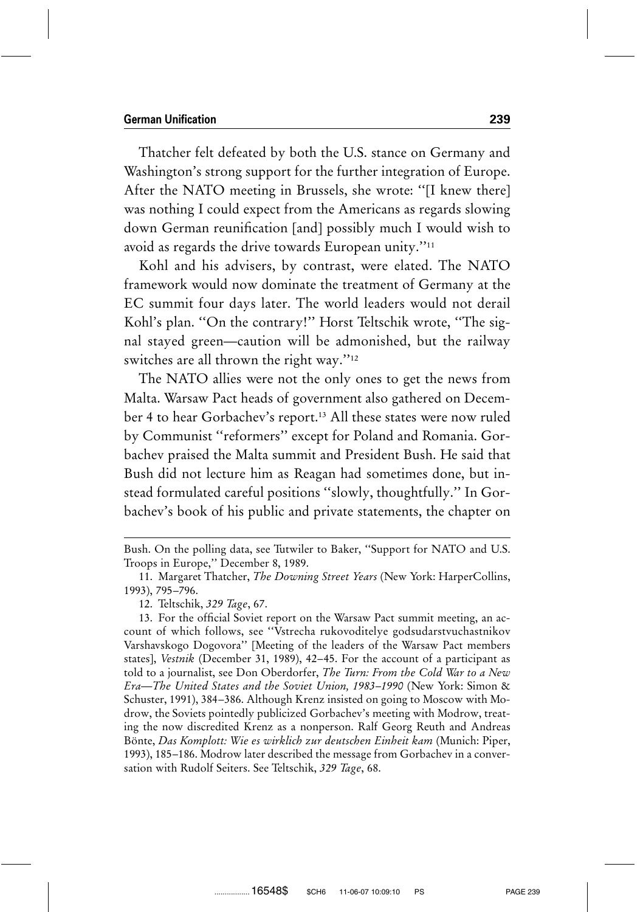Thatcher felt defeated by both the U.S. stance on Germany and Washington's strong support for the further integration of Europe. After the NATO meeting in Brussels, she wrote: ''[I knew there] was nothing I could expect from the Americans as regards slowing down German reunification [and] possibly much I would wish to avoid as regards the drive towards European unity.''[11]

Kohl and his advisers, by contrast, were elated. The NATO framework would now dominate the treatment of Germany at the EC summit four days later. The world leaders would not derail Kohl's plan. ''On the contrary!'' Horst Teltschik wrote, ''The signal stayed green—caution will be admonished, but the railway switches are all thrown the right way.''[12]

The NATO allies were not the only ones to get the news from Malta. Warsaw Pact heads of government also gathered on December 4 to hear Gorbachev's report.[13] All these states were now ruled by Communist ''reformers'' except for Poland and Romania. Gorbachev praised the Malta summit and President Bush. He said that Bush did not lecture him as Reagan had sometimes done, but instead formulated careful positions ''slowly, thoughtfully.'' In Gorbachev's book of his public and private statements, the chapter on

---

Bush. On the polling data, see Tutwiler to Baker, ''Support for NATO and U.S. Troops in Europe,'' December 8, 1989.

11. Margaret Thatcher, *The Downing Street Years* (New York: HarperCollins, 1993), 795–796.

12. Teltschik, *329 Tage*, 67.

13. For the official Soviet report on the Warsaw Pact summit meeting, an account of which follows, see ''Vstrecha rukovoditelye godsudarstvuchastnikov Varshavskogo Dogovora'' [Meeting of the leaders of the Warsaw Pact members states], *Vestnik* (December 31, 1989), 42–45. For the account of a participant as told to a journalist, see Don Oberdorfer, *The Turn: From the Cold War to a New Era—The United States and the Soviet Union, 1983–1990* (New York: Simon & Schuster, 1991), 384–386. Although Krenz insisted on going to Moscow with Modrow, the Soviets pointedly publicized Gorbachev's meeting with Modrow, treating the now discredited Krenz as a nonperson. Ralf Georg Reuth and Andreas Bönte, *Das Komplott: Wie es wirklich zur deutschen Einheit kam* (Munich: Piper, 1993), 185–186. Modrow later described the message from Gorbachev in a conversation with Rudolf Seiters. See Teltschik, *329 Tage*, 68.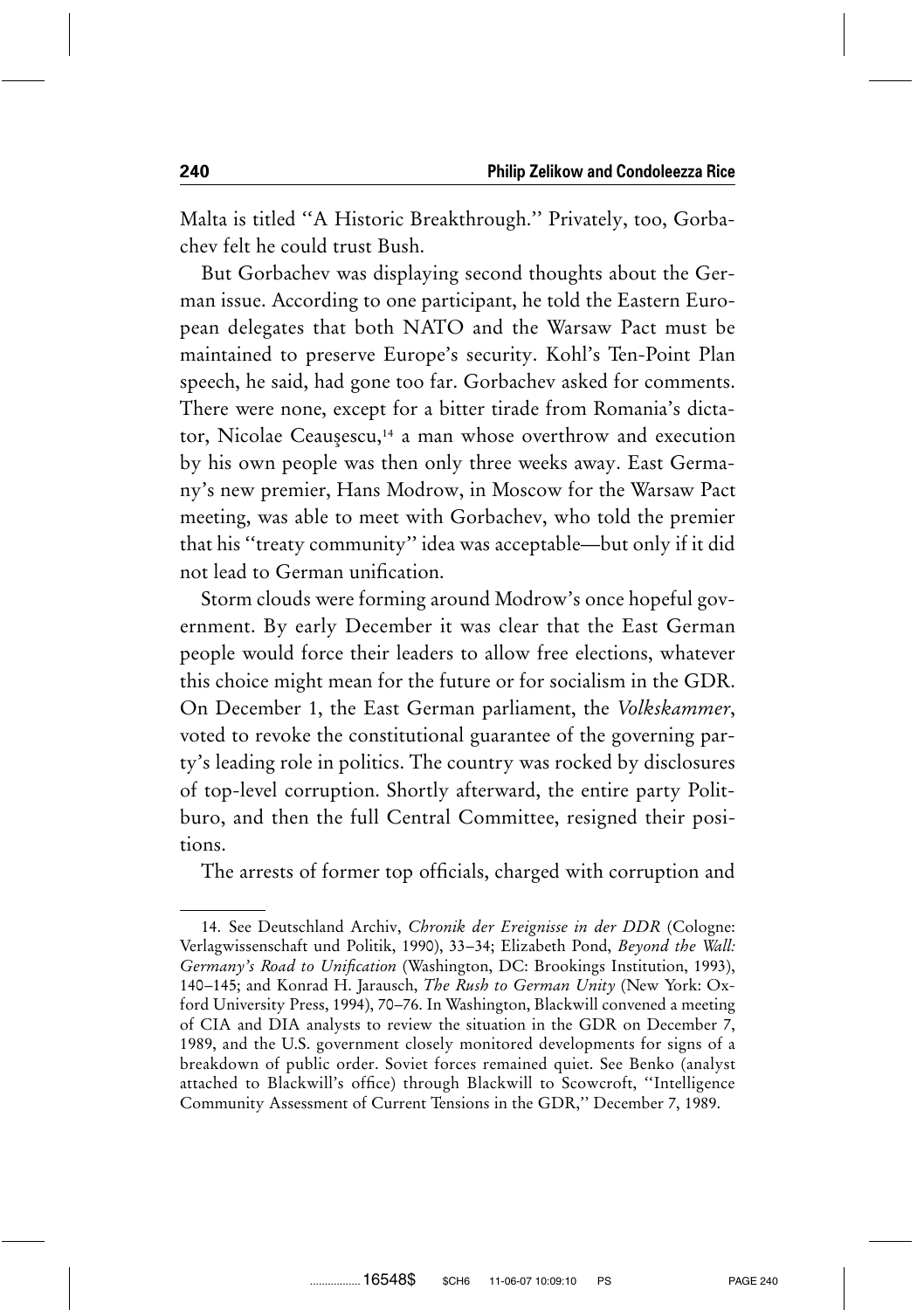Malta is titled "A Historic Breakthrough." Privately, too, Gorbachev felt he could trust Bush.

But Gorbachev was displaying second thoughts about the German issue. According to one participant, he told the Eastern European delegates that both NATO and the Warsaw Pact must be maintained to preserve Europe's security. Kohl's Ten-Point Plan speech, he said, had gone too far. Gorbachev asked for comments. There were none, except for a bitter tirade from Romania's dictator, Nicolae Ceauşescu,[14] a man whose overthrow and execution by his own people was then only three weeks away. East Germany's new premier, Hans Modrow, in Moscow for the Warsaw Pact meeting, was able to meet with Gorbachev, who told the premier that his "treaty community" idea was acceptable—but only if it did not lead to German unification.

Storm clouds were forming around Modrow's once hopeful government. By early December it was clear that the East German people would force their leaders to allow free elections, whatever this choice might mean for the future or for socialism in the GDR. On December 1, the East German parliament, the *Volkskammer*, voted to revoke the constitutional guarantee of the governing party's leading role in politics. The country was rocked by disclosures of top-level corruption. Shortly afterward, the entire party Politburo, and then the full Central Committee, resigned their positions.

The arrests of former top officials, charged with corruption and

---

14. See Deutschland Archiv, *Chronik der Ereignisse in der DDR* (Cologne: Verlagwissenschaft und Politik, 1990), 33–34; Elizabeth Pond, *Beyond the Wall: Germany's Road to Unification* (Washington, DC: Brookings Institution, 1993), 140–145; and Konrad H. Jarausch, *The Rush to German Unity* (New York: Oxford University Press, 1994), 70–76. In Washington, Blackwill convened a meeting of CIA and DIA analysts to review the situation in the GDR on December 7, 1989, and the U.S. government closely monitored developments for signs of a breakdown of public order. Soviet forces remained quiet. See Benko (analyst attached to Blackwill's office) through Blackwill to Scowcroft, "Intelligence Community Assessment of Current Tensions in the GDR," December 7, 1989.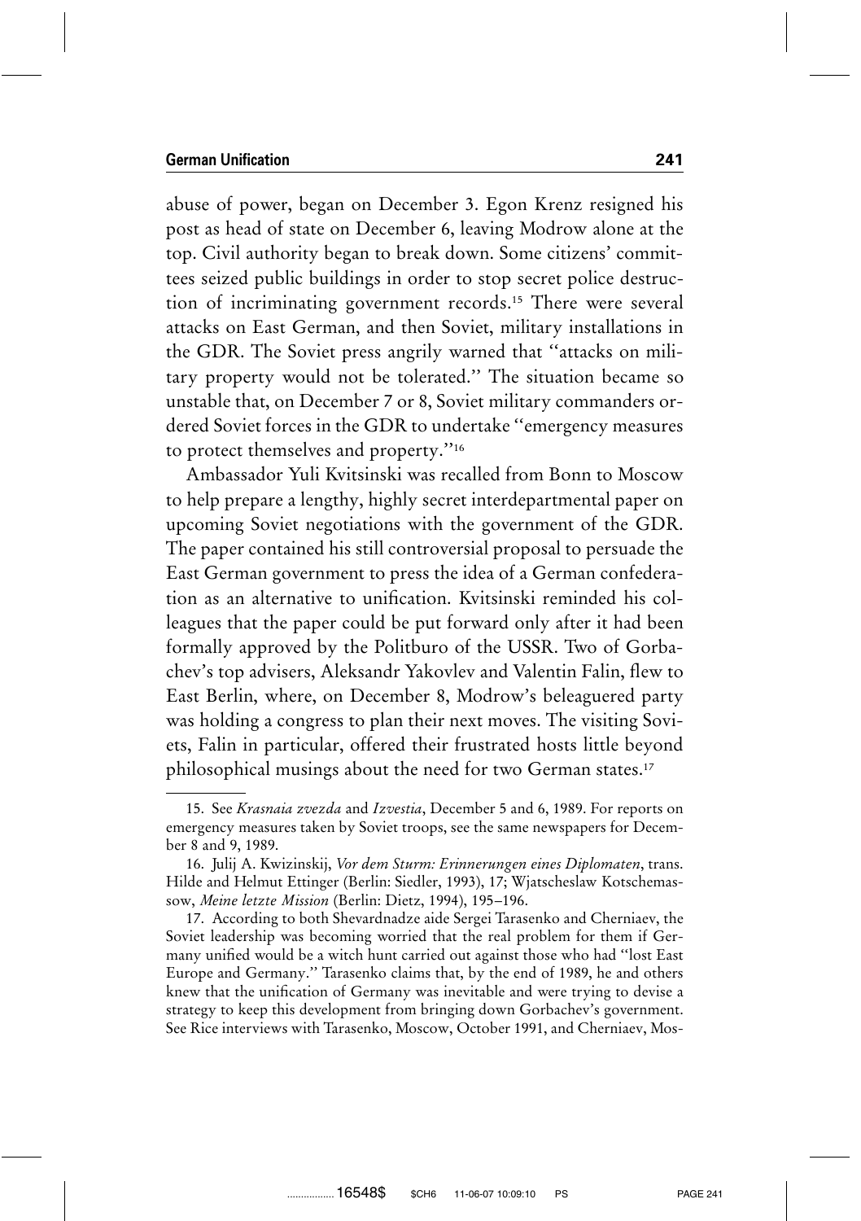abuse of power, began on December 3. Egon Krenz resigned his post as head of state on December 6, leaving Modrow alone at the top. Civil authority began to break down. Some citizens' committees seized public buildings in order to stop secret police destruction of incriminating government records.[15] There were several attacks on East German, and then Soviet, military installations in the GDR. The Soviet press angrily warned that "attacks on military property would not be tolerated." The situation became so unstable that, on December 7 or 8, Soviet military commanders ordered Soviet forces in the GDR to undertake "emergency measures to protect themselves and property."[16]

Ambassador Yuli Kvitsinski was recalled from Bonn to Moscow to help prepare a lengthy, highly secret interdepartmental paper on upcoming Soviet negotiations with the government of the GDR. The paper contained his still controversial proposal to persuade the East German government to press the idea of a German confederation as an alternative to unification. Kvitsinski reminded his colleagues that the paper could be put forward only after it had been formally approved by the Politburo of the USSR. Two of Gorbachev's top advisers, Aleksandr Yakovlev and Valentin Falin, flew to East Berlin, where, on December 8, Modrow's beleaguered party was holding a congress to plan their next moves. The visiting Soviets, Falin in particular, offered their frustrated hosts little beyond philosophical musings about the need for two German states.[17]

---

15. See *Krasnaia zvezda* and *Izvestia*, December 5 and 6, 1989. For reports on emergency measures taken by Soviet troops, see the same newspapers for December 8 and 9, 1989.

16. Julij A. Kwizinskij, *Vor dem Sturm: Erinnerungen eines Diplomaten*, trans. Hilde and Helmut Ettinger (Berlin: Siedler, 1993), 17; Wjatscheslaw Kotschemassow, *Meine letzte Mission* (Berlin: Dietz, 1994), 195–196.

17. According to both Shevardnadze aide Sergei Tarasenko and Cherniaev, the Soviet leadership was becoming worried that the real problem for them if Germany unified would be a witch hunt carried out against those who had "lost East Europe and Germany." Tarasenko claims that, by the end of 1989, he and others knew that the unification of Germany was inevitable and were trying to devise a strategy to keep this development from bringing down Gorbachev's government. See Rice interviews with Tarasenko, Moscow, October 1991, and Cherniaev, Mos-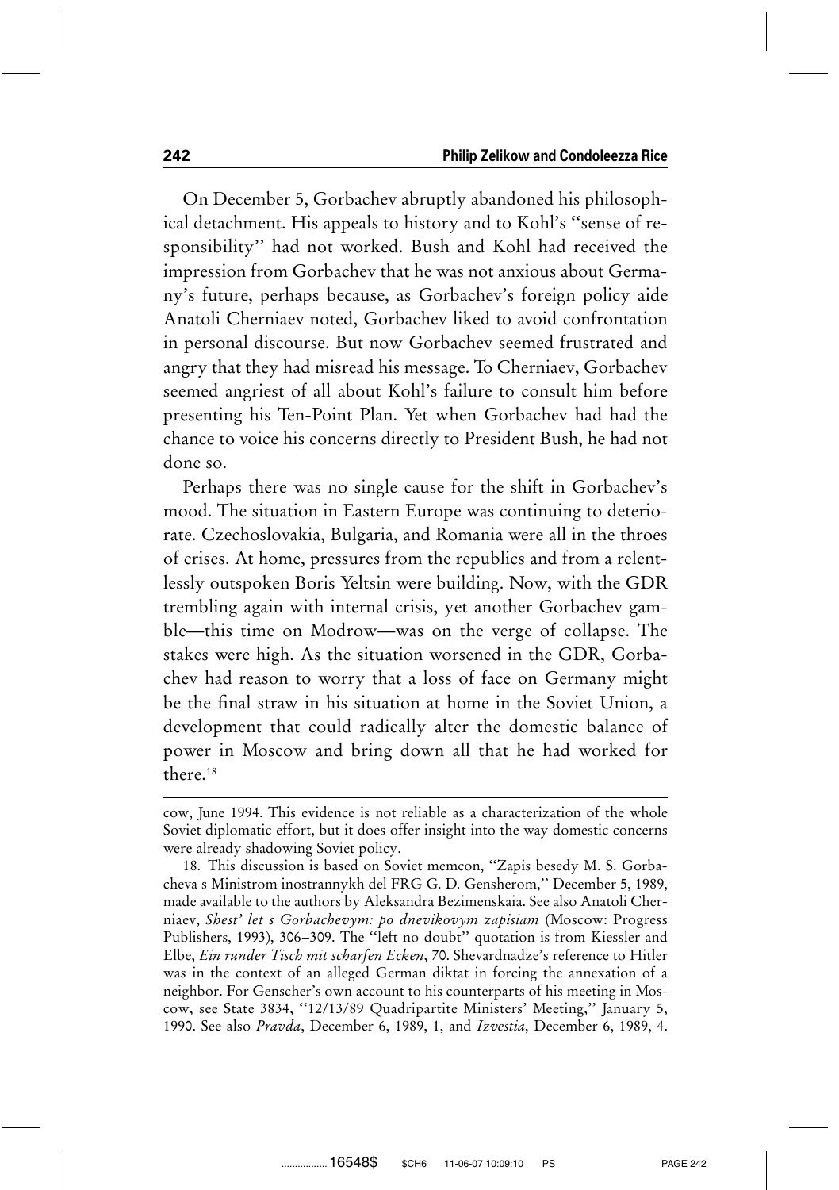On December 5, Gorbachev abruptly abandoned his philosophical detachment. His appeals to history and to Kohl's "sense of responsibility" had not worked. Bush and Kohl had received the impression from Gorbachev that he was not anxious about Germany's future, perhaps because, as Gorbachev's foreign policy aide Anatoli Cherniaev noted, Gorbachev liked to avoid confrontation in personal discourse. But now Gorbachev seemed frustrated and angry that they had misread his message. To Cherniaev, Gorbachev seemed angriest of all about Kohl's failure to consult him before presenting his Ten-Point Plan. Yet when Gorbachev had had the chance to voice his concerns directly to President Bush, he had not done so.

Perhaps there was no single cause for the shift in Gorbachev's mood. The situation in Eastern Europe was continuing to deteriorate. Czechoslovakia, Bulgaria, and Romania were all in the throes of crises. At home, pressures from the republics and from a relentlessly outspoken Boris Yeltsin were building. Now, with the GDR trembling again with internal crisis, yet another Gorbachev gamble—this time on Modrow—was on the verge of collapse. The stakes were high. As the situation worsened in the GDR, Gorbachev had reason to worry that a loss of face on Germany might be the final straw in his situation at home in the Soviet Union, a development that could radically alter the domestic balance of power in Moscow and bring down all that he had worked for there.[18]

---

cow, June 1994. This evidence is not reliable as a characterization of the whole Soviet diplomatic effort, but it does offer insight into the way domestic concerns were already shadowing Soviet policy.

18. This discussion is based on Soviet memcon, "Zapis besedy M. S. Gorbacheva s Ministrom inostrannykh del FRG G. D. Gensherom," December 5, 1989, made available to the authors by Aleksandra Bezimenskaia. See also Anatoli Cherniaev, *Shest' let s Gorbachevym: po dnevikovym zapisiam* (Moscow: Progress Publishers, 1993), 306–309. The "left no doubt" quotation is from Kiessler and Elbe, *Ein runder Tisch mit scharfen Ecken*, 70. Shevardnadze's reference to Hitler was in the context of an alleged German diktat in forcing the annexation of a neighbor. For Genscher's own account to his counterparts of his meeting in Moscow, see State 3834, "12/13/89 Quadripartite Ministers' Meeting," January 5, 1990. See also *Pravda*, December 6, 1989, 1, and *Izvestia*, December 6, 1989, 4.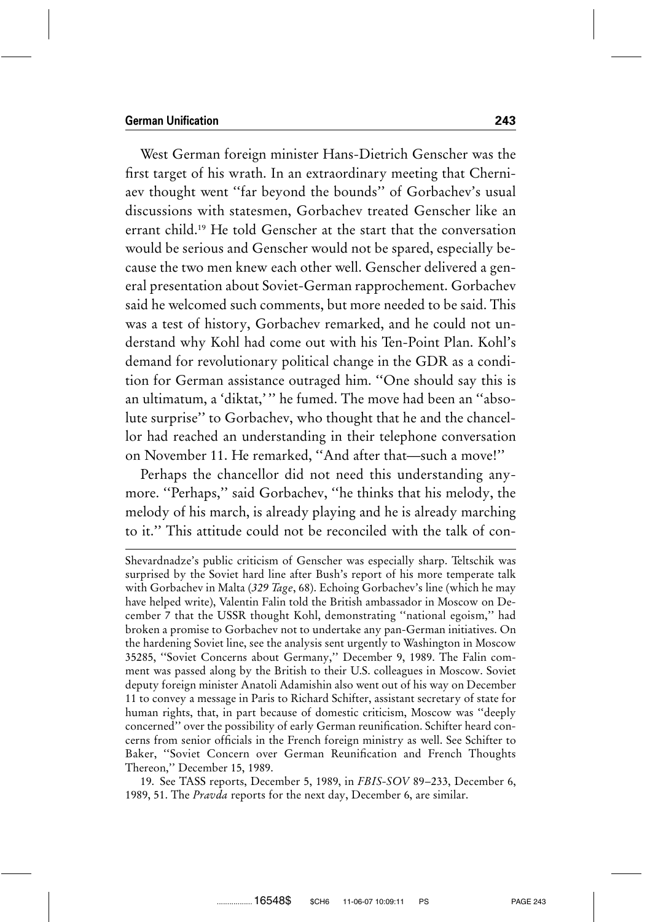West German foreign minister Hans-Dietrich Genscher was the first target of his wrath. In an extraordinary meeting that Cherniaev thought went ''far beyond the bounds'' of Gorbachev's usual discussions with statesmen, Gorbachev treated Genscher like an errant child.[19] He told Genscher at the start that the conversation would be serious and Genscher would not be spared, especially because the two men knew each other well. Genscher delivered a general presentation about Soviet-German rapprochement. Gorbachev said he welcomed such comments, but more needed to be said. This was a test of history, Gorbachev remarked, and he could not understand why Kohl had come out with his Ten-Point Plan. Kohl's demand for revolutionary political change in the GDR as a condition for German assistance outraged him. ''One should say this is an ultimatum, a 'diktat,' '' he fumed. The move had been an ''absolute surprise'' to Gorbachev, who thought that he and the chancellor had reached an understanding in their telephone conversation on November 11. He remarked, ''And after that—such a move!''

Perhaps the chancellor did not need this understanding anymore. ''Perhaps,'' said Gorbachev, ''he thinks that his melody, the melody of his march, is already playing and he is already marching to it.'' This attitude could not be reconciled with the talk of con-

Shevardnadze's public criticism of Genscher was especially sharp. Teltschik was surprised by the Soviet hard line after Bush's report of his more temperate talk with Gorbachev in Malta (*329 Tage*, 68). Echoing Gorbachev's line (which he may have helped write), Valentin Falin told the British ambassador in Moscow on December 7 that the USSR thought Kohl, demonstrating ''national egoism,'' had broken a promise to Gorbachev not to undertake any pan-German initiatives. On the hardening Soviet line, see the analysis sent urgently to Washington in Moscow 35285, ''Soviet Concerns about Germany,'' December 9, 1989. The Falin comment was passed along by the British to their U.S. colleagues in Moscow. Soviet deputy foreign minister Anatoli Adamishin also went out of his way on December 11 to convey a message in Paris to Richard Schifter, assistant secretary of state for human rights, that, in part because of domestic criticism, Moscow was ''deeply concerned'' over the possibility of early German reunification. Schifter heard concerns from senior officials in the French foreign ministry as well. See Schifter to Baker, ''Soviet Concern over German Reunification and French Thoughts Thereon,'' December 15, 1989.

19. See TASS reports, December 5, 1989, in *FBIS-SOV* 89–233, December 6, 1989, 51. The *Pravda* reports for the next day, December 6, are similar.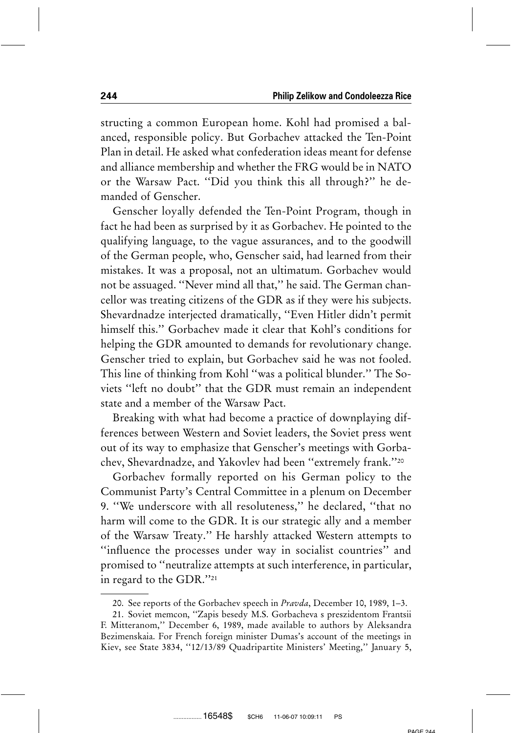structing a common European home. Kohl had promised a balanced, responsible policy. But Gorbachev attacked the Ten-Point Plan in detail. He asked what confederation ideas meant for defense and alliance membership and whether the FRG would be in NATO or the Warsaw Pact. ''Did you think this all through?'' he demanded of Genscher.

Genscher loyally defended the Ten-Point Program, though in fact he had been as surprised by it as Gorbachev. He pointed to the qualifying language, to the vague assurances, and to the goodwill of the German people, who, Genscher said, had learned from their mistakes. It was a proposal, not an ultimatum. Gorbachev would not be assuaged. ''Never mind all that,'' he said. The German chancellor was treating citizens of the GDR as if they were his subjects. Shevardnadze interjected dramatically, ''Even Hitler didn't permit himself this.'' Gorbachev made it clear that Kohl's conditions for helping the GDR amounted to demands for revolutionary change. Genscher tried to explain, but Gorbachev said he was not fooled. This line of thinking from Kohl ''was a political blunder.'' The Soviets ''left no doubt'' that the GDR must remain an independent state and a member of the Warsaw Pact.

Breaking with what had become a practice of downplaying differences between Western and Soviet leaders, the Soviet press went out of its way to emphasize that Genscher's meetings with Gorbachev, Shevardnadze, and Yakovlev had been ''extremely frank.''[20]

Gorbachev formally reported on his German policy to the Communist Party's Central Committee in a plenum on December 9. ''We underscore with all resoluteness,'' he declared, ''that no harm will come to the GDR. It is our strategic ally and a member of the Warsaw Treaty.'' He harshly attacked Western attempts to ''influence the processes under way in socialist countries'' and promised to ''neutralize attempts at such interference, in particular, in regard to the GDR.''[21]

---

20. See reports of the Gorbachev speech in *Pravda*, December 10, 1989, 1–3.

21. Soviet memcon, ''Zapis besedy M.S. Gorbacheva s preszidentom Frantsii F. Mitteranom,'' December 6, 1989, made available to authors by Aleksandra Bezimenskaia. For French foreign minister Dumas's account of the meetings in Kiev, see State 3834, ''12/13/89 Quadripartite Ministers' Meeting,'' January 5,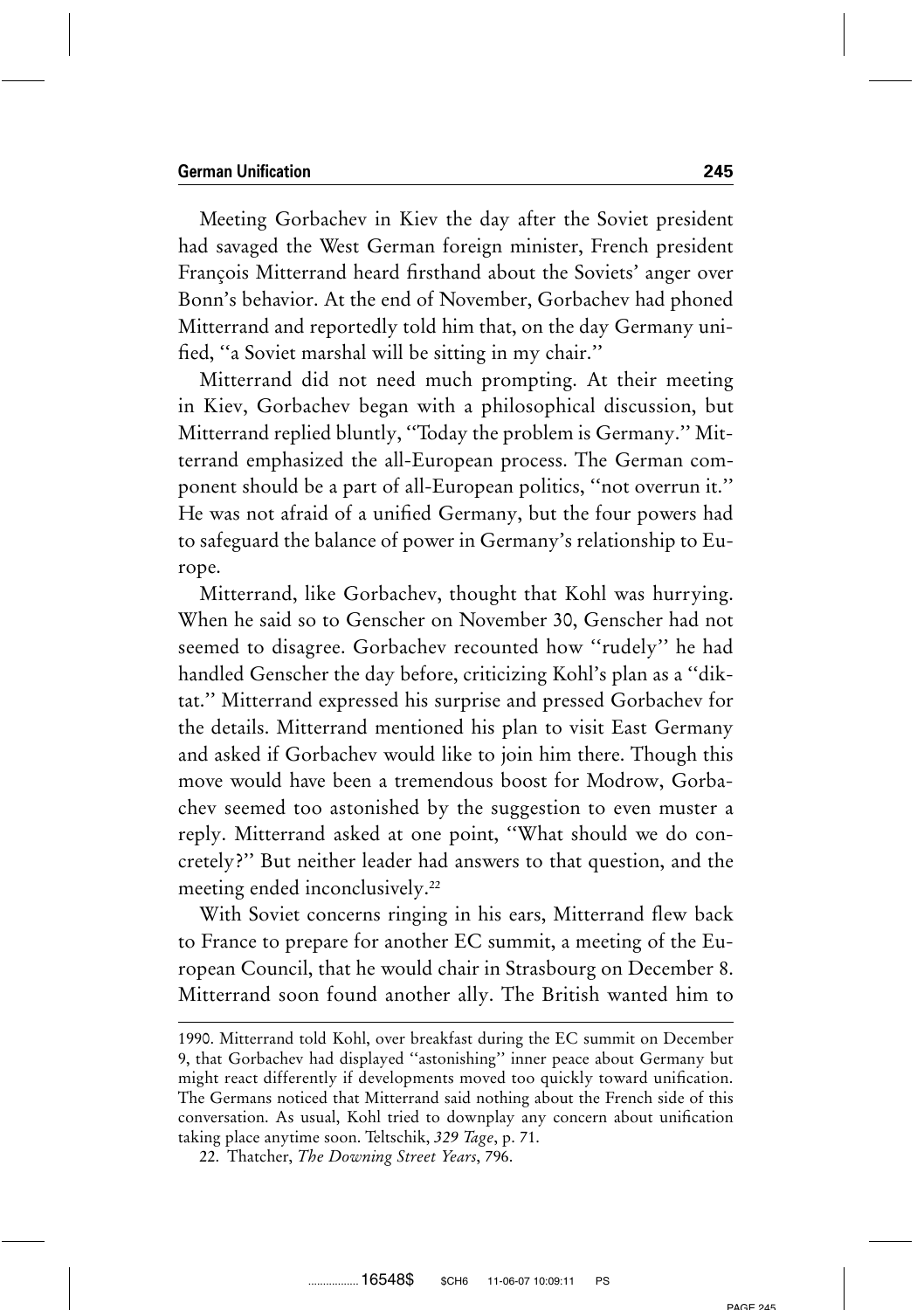Meeting Gorbachev in Kiev the day after the Soviet president had savaged the West German foreign minister, French president François Mitterrand heard firsthand about the Soviets' anger over Bonn's behavior. At the end of November, Gorbachev had phoned Mitterrand and reportedly told him that, on the day Germany unified, "a Soviet marshal will be sitting in my chair."

Mitterrand did not need much prompting. At their meeting in Kiev, Gorbachev began with a philosophical discussion, but Mitterrand replied bluntly, "Today the problem is Germany." Mitterrand emphasized the all-European process. The German component should be a part of all-European politics, "not overrun it." He was not afraid of a unified Germany, but the four powers had to safeguard the balance of power in Germany's relationship to Europe.

Mitterrand, like Gorbachev, thought that Kohl was hurrying. When he said so to Genscher on November 30, Genscher had not seemed to disagree. Gorbachev recounted how "rudely" he had handled Genscher the day before, criticizing Kohl's plan as a "diktat." Mitterrand expressed his surprise and pressed Gorbachev for the details. Mitterrand mentioned his plan to visit East Germany and asked if Gorbachev would like to join him there. Though this move would have been a tremendous boost for Modrow, Gorbachev seemed too astonished by the suggestion to even muster a reply. Mitterrand asked at one point, "What should we do concretely?" But neither leader had answers to that question, and the meeting ended inconclusively.[22]

With Soviet concerns ringing in his ears, Mitterrand flew back to France to prepare for another EC summit, a meeting of the European Council, that he would chair in Strasbourg on December 8. Mitterrand soon found another ally. The British wanted him to

---

1990. Mitterrand told Kohl, over breakfast during the EC summit on December 9, that Gorbachev had displayed "astonishing" inner peace about Germany but might react differently if developments moved too quickly toward unification. The Germans noticed that Mitterrand said nothing about the French side of this conversation. As usual, Kohl tried to downplay any concern about unification taking place anytime soon. Teltschik, *329 Tage*, p. 71.

22. Thatcher, *The Downing Street Years*, 796.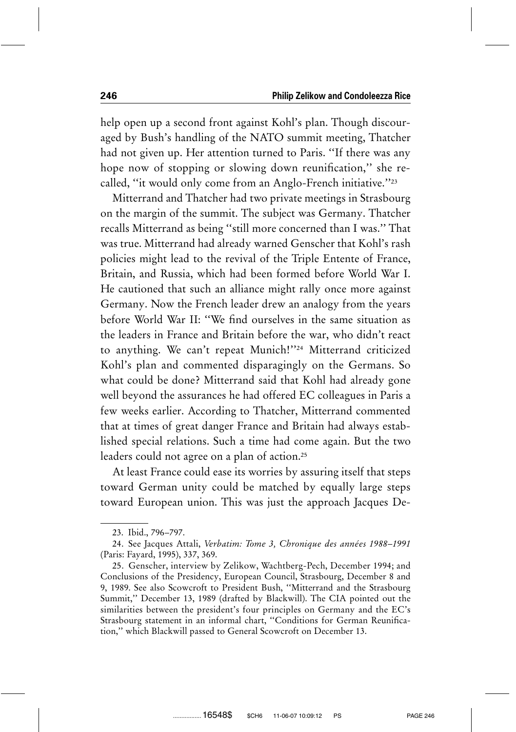help open up a second front against Kohl's plan. Though discouraged by Bush's handling of the NATO summit meeting, Thatcher had not given up. Her attention turned to Paris. ''If there was any hope now of stopping or slowing down reunification,'' she recalled, ''it would only come from an Anglo-French initiative.''[23]

Mitterrand and Thatcher had two private meetings in Strasbourg on the margin of the summit. The subject was Germany. Thatcher recalls Mitterrand as being ''still more concerned than I was.'' That was true. Mitterrand had already warned Genscher that Kohl's rash policies might lead to the revival of the Triple Entente of France, Britain, and Russia, which had been formed before World War I. He cautioned that such an alliance might rally once more against Germany. Now the French leader drew an analogy from the years before World War II: ''We find ourselves in the same situation as the leaders in France and Britain before the war, who didn't react to anything. We can't repeat Munich!''[24] Mitterrand criticized Kohl's plan and commented disparagingly on the Germans. So what could be done? Mitterrand said that Kohl had already gone well beyond the assurances he had offered EC colleagues in Paris a few weeks earlier. According to Thatcher, Mitterrand commented that at times of great danger France and Britain had always established special relations. Such a time had come again. But the two leaders could not agree on a plan of action.[25]

At least France could ease its worries by assuring itself that steps toward German unity could be matched by equally large steps toward European union. This was just the approach Jacques De-

---

23. Ibid., 796–797.

24. See Jacques Attali, *Verbatim: Tome 3, Chronique des années 1988–1991* (Paris: Fayard, 1995), 337, 369.

25. Genscher, interview by Zelikow, Wachtberg-Pech, December 1994; and Conclusions of the Presidency, European Council, Strasbourg, December 8 and 9, 1989. See also Scowcroft to President Bush, ''Mitterrand and the Strasbourg Summit,'' December 13, 1989 (drafted by Blackwill). The CIA pointed out the similarities between the president's four principles on Germany and the EC's Strasbourg statement in an informal chart, ''Conditions for German Reunification,'' which Blackwill passed to General Scowcroft on December 13.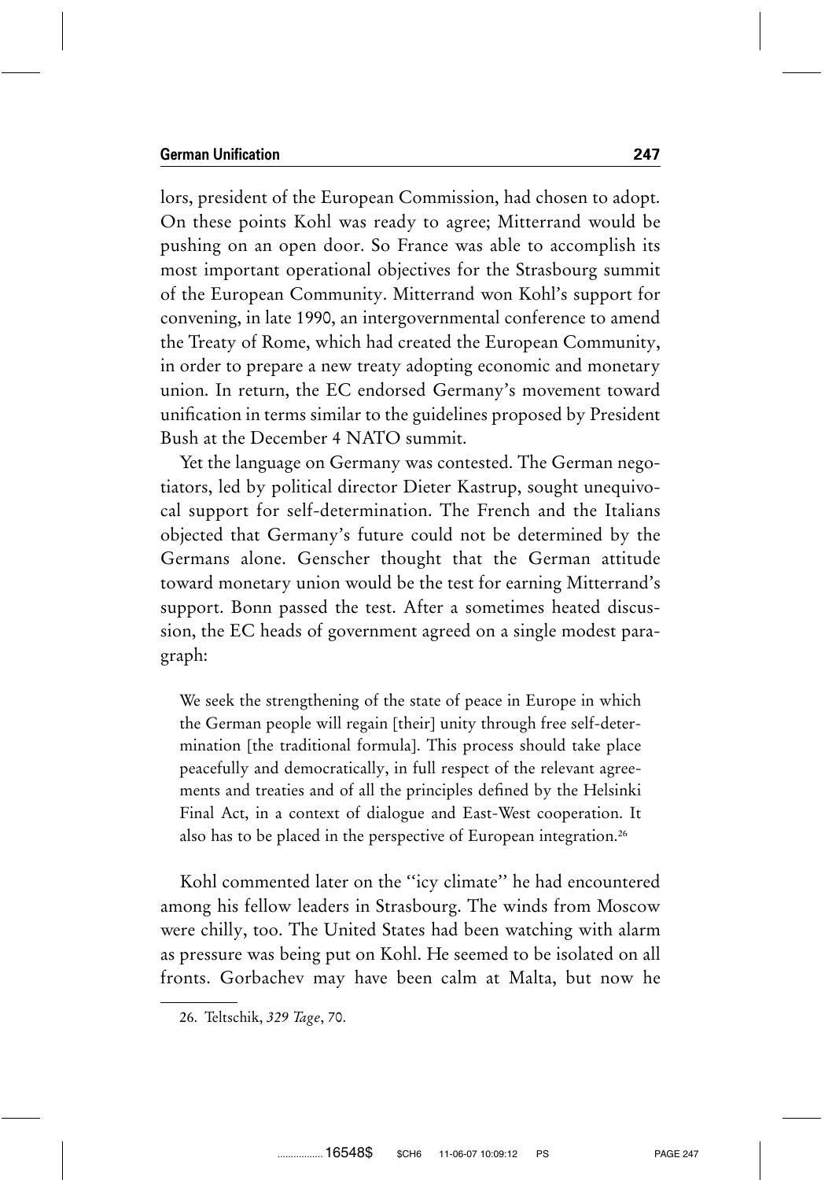lors, president of the European Commission, had chosen to adopt. On these points Kohl was ready to agree; Mitterrand would be pushing on an open door. So France was able to accomplish its most important operational objectives for the Strasbourg summit of the European Community. Mitterrand won Kohl's support for convening, in late 1990, an intergovernmental conference to amend the Treaty of Rome, which had created the European Community, in order to prepare a new treaty adopting economic and monetary union. In return, the EC endorsed Germany's movement toward unification in terms similar to the guidelines proposed by President Bush at the December 4 NATO summit.

Yet the language on Germany was contested. The German negotiators, led by political director Dieter Kastrup, sought unequivocal support for self-determination. The French and the Italians objected that Germany's future could not be determined by the Germans alone. Genscher thought that the German attitude toward monetary union would be the test for earning Mitterrand's support. Bonn passed the test. After a sometimes heated discussion, the EC heads of government agreed on a single modest paragraph:

> We seek the strengthening of the state of peace in Europe in which the German people will regain [their] unity through free self-determination [the traditional formula]. This process should take place peacefully and democratically, in full respect of the relevant agreements and treaties and of all the principles defined by the Helsinki Final Act, in a context of dialogue and East-West cooperation. It also has to be placed in the perspective of European integration.[26]

Kohl commented later on the "icy climate" he had encountered among his fellow leaders in Strasbourg. The winds from Moscow were chilly, too. The United States had been watching with alarm as pressure was being put on Kohl. He seemed to be isolated on all fronts. Gorbachev may have been calm at Malta, but now he

26. Teltschik, *329 Tage*, 70.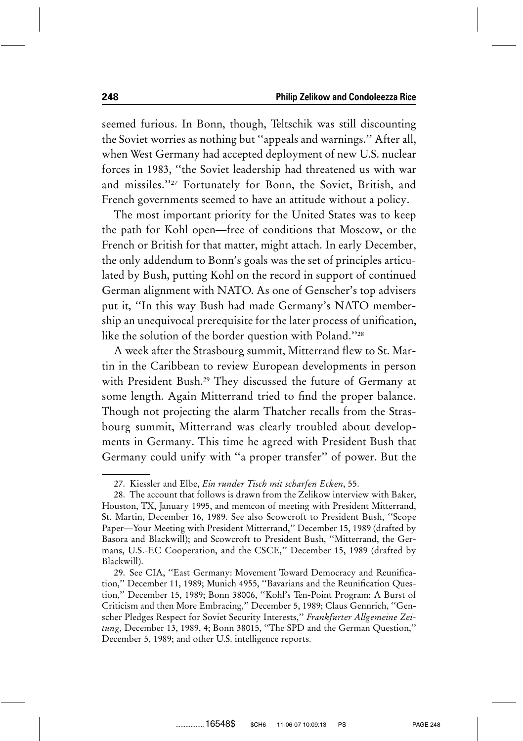seemed furious. In Bonn, though, Teltschik was still discounting the Soviet worries as nothing but "appeals and warnings." After all, when West Germany had accepted deployment of new U.S. nuclear forces in 1983, "the Soviet leadership had threatened us with war and missiles."[27] Fortunately for Bonn, the Soviet, British, and French governments seemed to have an attitude without a policy.

The most important priority for the United States was to keep the path for Kohl open—free of conditions that Moscow, or the French or British for that matter, might attach. In early December, the only addendum to Bonn's goals was the set of principles articulated by Bush, putting Kohl on the record in support of continued German alignment with NATO. As one of Genscher's top advisers put it, "In this way Bush had made Germany's NATO membership an unequivocal prerequisite for the later process of unification, like the solution of the border question with Poland."[28]

A week after the Strasbourg summit, Mitterrand flew to St. Martin in the Caribbean to review European developments in person with President Bush.[29] They discussed the future of Germany at some length. Again Mitterrand tried to find the proper balance. Though not projecting the alarm Thatcher recalls from the Strasbourg summit, Mitterrand was clearly troubled about developments in Germany. This time he agreed with President Bush that Germany could unify with "a proper transfer" of power. But the

---

27. Kiessler and Elbe, *Ein runder Tisch mit scharfen Ecken*, 55.

28. The account that follows is drawn from the Zelikow interview with Baker, Houston, TX, January 1995, and memcon of meeting with President Mitterrand, St. Martin, December 16, 1989. See also Scowcroft to President Bush, "Scope Paper—Your Meeting with President Mitterrand," December 15, 1989 (drafted by Basora and Blackwill); and Scowcroft to President Bush, "Mitterrand, the Germans, U.S.-EC Cooperation, and the CSCE," December 15, 1989 (drafted by Blackwill).

29. See CIA, "East Germany: Movement Toward Democracy and Reunification," December 11, 1989; Munich 4955, "Bavarians and the Reunification Question," December 15, 1989; Bonn 38006, "Kohl's Ten-Point Program: A Burst of Criticism and then More Embracing," December 5, 1989; Claus Gennrich, "Genscher Pledges Respect for Soviet Security Interests," *Frankfurter Allgemeine Zeitung*, December 13, 1989, 4; Bonn 38015, "The SPD and the German Question," December 5, 1989; and other U.S. intelligence reports.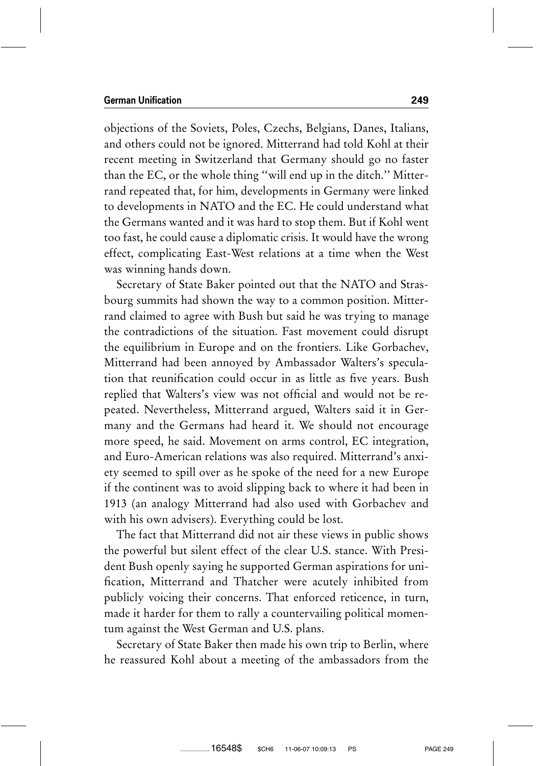objections of the Soviets, Poles, Czechs, Belgians, Danes, Italians, and others could not be ignored. Mitterrand had told Kohl at their recent meeting in Switzerland that Germany should go no faster than the EC, or the whole thing "will end up in the ditch." Mitterrand repeated that, for him, developments in Germany were linked to developments in NATO and the EC. He could understand what the Germans wanted and it was hard to stop them. But if Kohl went too fast, he could cause a diplomatic crisis. It would have the wrong effect, complicating East-West relations at a time when the West was winning hands down.

Secretary of State Baker pointed out that the NATO and Strasbourg summits had shown the way to a common position. Mitterrand claimed to agree with Bush but said he was trying to manage the contradictions of the situation. Fast movement could disrupt the equilibrium in Europe and on the frontiers. Like Gorbachev, Mitterrand had been annoyed by Ambassador Walters's speculation that reunification could occur in as little as five years. Bush replied that Walters's view was not official and would not be repeated. Nevertheless, Mitterrand argued, Walters said it in Germany and the Germans had heard it. We should not encourage more speed, he said. Movement on arms control, EC integration, and Euro-American relations was also required. Mitterrand's anxiety seemed to spill over as he spoke of the need for a new Europe if the continent was to avoid slipping back to where it had been in 1913 (an analogy Mitterrand had also used with Gorbachev and with his own advisers). Everything could be lost.

The fact that Mitterrand did not air these views in public shows the powerful but silent effect of the clear U.S. stance. With President Bush openly saying he supported German aspirations for unification, Mitterrand and Thatcher were acutely inhibited from publicly voicing their concerns. That enforced reticence, in turn, made it harder for them to rally a countervailing political momentum against the West German and U.S. plans.

Secretary of State Baker then made his own trip to Berlin, where he reassured Kohl about a meeting of the ambassadors from the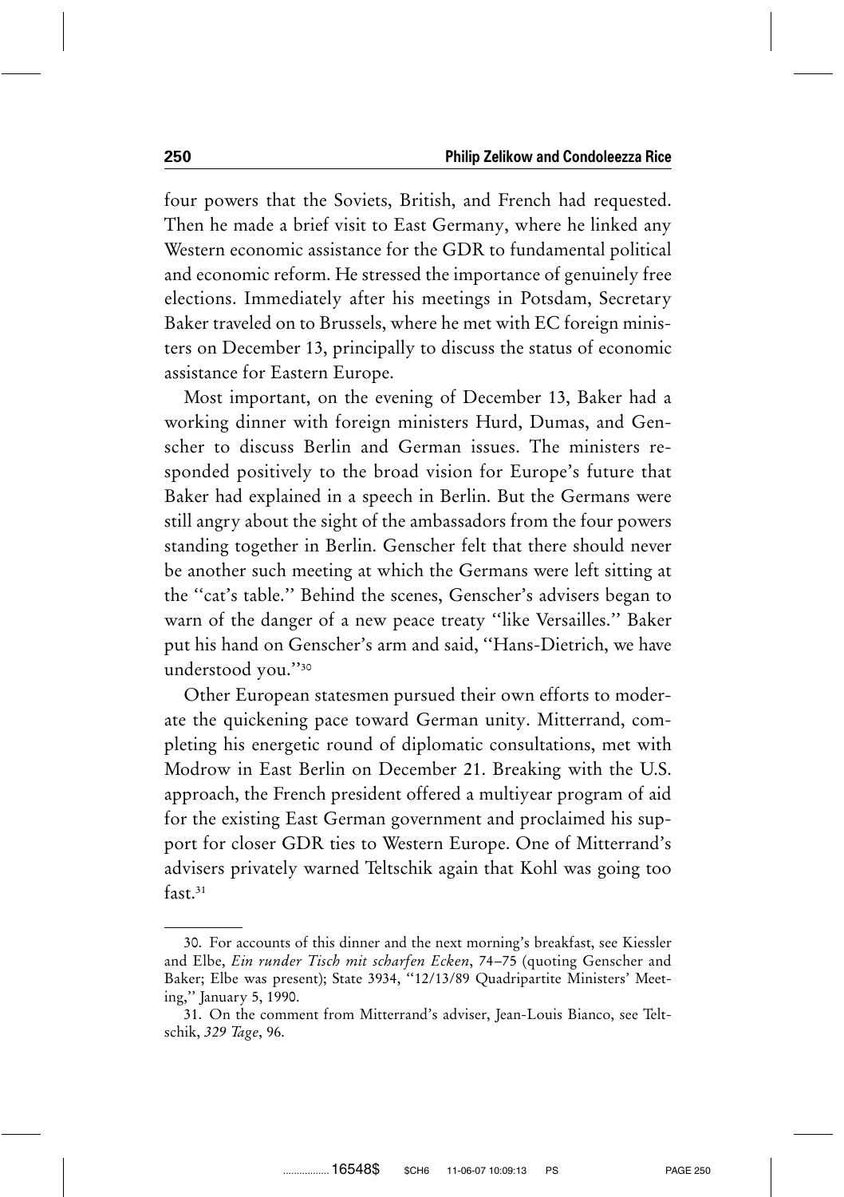four powers that the Soviets, British, and French had requested. Then he made a brief visit to East Germany, where he linked any Western economic assistance for the GDR to fundamental political and economic reform. He stressed the importance of genuinely free elections. Immediately after his meetings in Potsdam, Secretary Baker traveled on to Brussels, where he met with EC foreign ministers on December 13, principally to discuss the status of economic assistance for Eastern Europe.

Most important, on the evening of December 13, Baker had a working dinner with foreign ministers Hurd, Dumas, and Genscher to discuss Berlin and German issues. The ministers responded positively to the broad vision for Europe's future that Baker had explained in a speech in Berlin. But the Germans were still angry about the sight of the ambassadors from the four powers standing together in Berlin. Genscher felt that there should never be another such meeting at which the Germans were left sitting at the ''cat's table.'' Behind the scenes, Genscher's advisers began to warn of the danger of a new peace treaty ''like Versailles.'' Baker put his hand on Genscher's arm and said, ''Hans-Dietrich, we have understood you.''[30]

Other European statesmen pursued their own efforts to moderate the quickening pace toward German unity. Mitterrand, completing his energetic round of diplomatic consultations, met with Modrow in East Berlin on December 21. Breaking with the U.S. approach, the French president offered a multiyear program of aid for the existing East German government and proclaimed his support for closer GDR ties to Western Europe. One of Mitterrand's advisers privately warned Teltschik again that Kohl was going too fast.[31]

---

30. For accounts of this dinner and the next morning's breakfast, see Kiessler and Elbe, *Ein runder Tisch mit scharfen Ecken*, 74–75 (quoting Genscher and Baker; Elbe was present); State 3934, ''12/13/89 Quadripartite Ministers' Meeting,'' January 5, 1990.

31. On the comment from Mitterrand's adviser, Jean-Louis Bianco, see Teltschik, *329 Tage*, 96.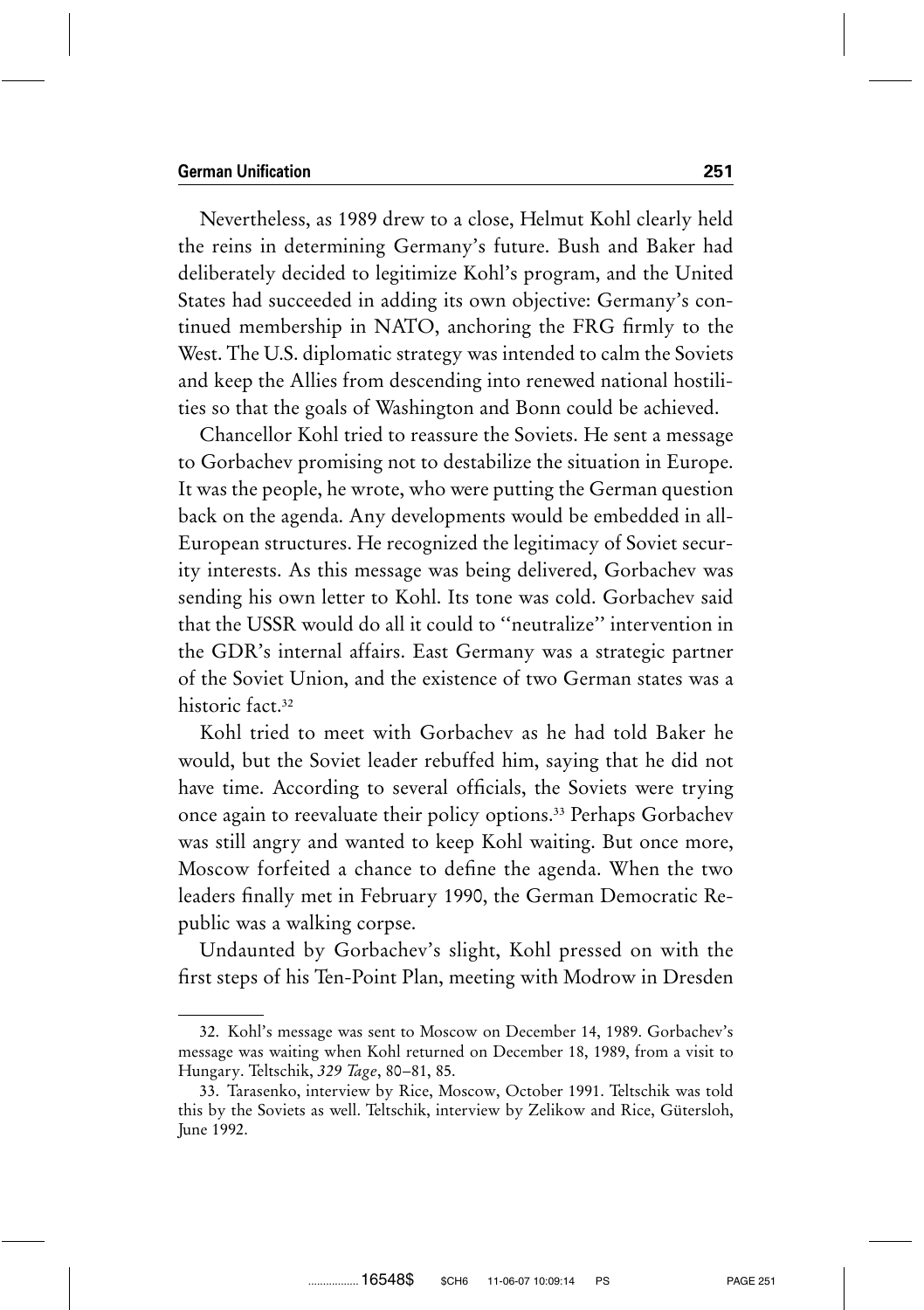Nevertheless, as 1989 drew to a close, Helmut Kohl clearly held the reins in determining Germany's future. Bush and Baker had deliberately decided to legitimize Kohl's program, and the United States had succeeded in adding its own objective: Germany's continued membership in NATO, anchoring the FRG firmly to the West. The U.S. diplomatic strategy was intended to calm the Soviets and keep the Allies from descending into renewed national hostilities so that the goals of Washington and Bonn could be achieved.

Chancellor Kohl tried to reassure the Soviets. He sent a message to Gorbachev promising not to destabilize the situation in Europe. It was the people, he wrote, who were putting the German question back on the agenda. Any developments would be embedded in all-European structures. He recognized the legitimacy of Soviet security interests. As this message was being delivered, Gorbachev was sending his own letter to Kohl. Its tone was cold. Gorbachev said that the USSR would do all it could to ''neutralize'' intervention in the GDR's internal affairs. East Germany was a strategic partner of the Soviet Union, and the existence of two German states was a historic fact.[32]

Kohl tried to meet with Gorbachev as he had told Baker he would, but the Soviet leader rebuffed him, saying that he did not have time. According to several officials, the Soviets were trying once again to reevaluate their policy options.[33] Perhaps Gorbachev was still angry and wanted to keep Kohl waiting. But once more, Moscow forfeited a chance to define the agenda. When the two leaders finally met in February 1990, the German Democratic Republic was a walking corpse.

Undaunted by Gorbachev's slight, Kohl pressed on with the first steps of his Ten-Point Plan, meeting with Modrow in Dresden

---

32. Kohl's message was sent to Moscow on December 14, 1989. Gorbachev's message was waiting when Kohl returned on December 18, 1989, from a visit to Hungary. Teltschik, *329 Tage*, 80–81, 85.

33. Tarasenko, interview by Rice, Moscow, October 1991. Teltschik was told this by the Soviets as well. Teltschik, interview by Zelikow and Rice, Gütersloh, June 1992.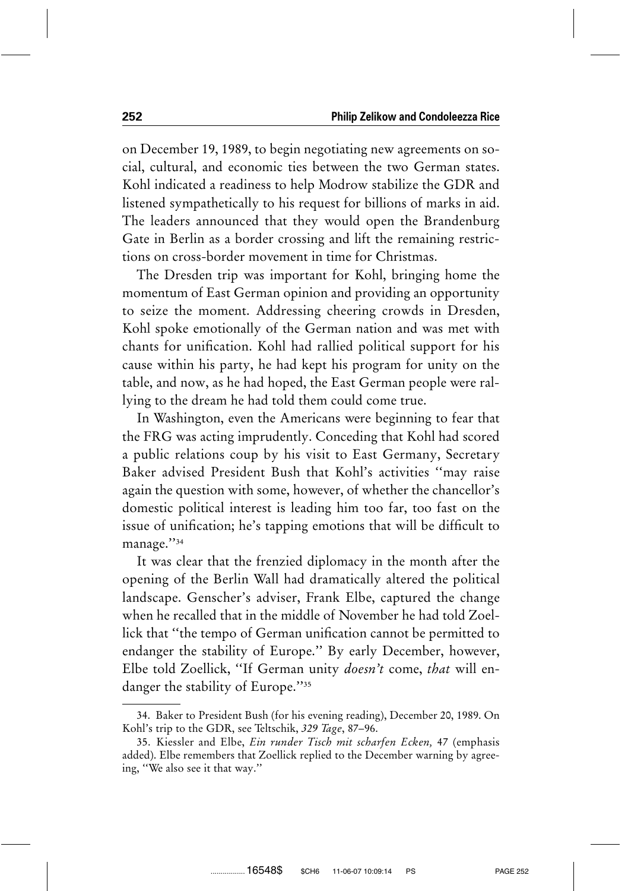on December 19, 1989, to begin negotiating new agreements on social, cultural, and economic ties between the two German states. Kohl indicated a readiness to help Modrow stabilize the GDR and listened sympathetically to his request for billions of marks in aid. The leaders announced that they would open the Brandenburg Gate in Berlin as a border crossing and lift the remaining restrictions on cross-border movement in time for Christmas.

The Dresden trip was important for Kohl, bringing home the momentum of East German opinion and providing an opportunity to seize the moment. Addressing cheering crowds in Dresden, Kohl spoke emotionally of the German nation and was met with chants for unification. Kohl had rallied political support for his cause within his party, he had kept his program for unity on the table, and now, as he had hoped, the East German people were rallying to the dream he had told them could come true.

In Washington, even the Americans were beginning to fear that the FRG was acting imprudently. Conceding that Kohl had scored a public relations coup by his visit to East Germany, Secretary Baker advised President Bush that Kohl's activities "may raise again the question with some, however, of whether the chancellor's domestic political interest is leading him too far, too fast on the issue of unification; he's tapping emotions that will be difficult to manage."[34]

It was clear that the frenzied diplomacy in the month after the opening of the Berlin Wall had dramatically altered the political landscape. Genscher's adviser, Frank Elbe, captured the change when he recalled that in the middle of November he had told Zoellick that "the tempo of German unification cannot be permitted to endanger the stability of Europe." By early December, however, Elbe told Zoellick, "If German unity *doesn't* come, *that* will endanger the stability of Europe."[35]

---

34. Baker to President Bush (for his evening reading), December 20, 1989. On Kohl's trip to the GDR, see Teltschik, *329 Tage*, 87–96.

35. Kiessler and Elbe, *Ein runder Tisch mit scharfen Ecken,* 47 (emphasis added). Elbe remembers that Zoellick replied to the December warning by agreeing, "We also see it that way."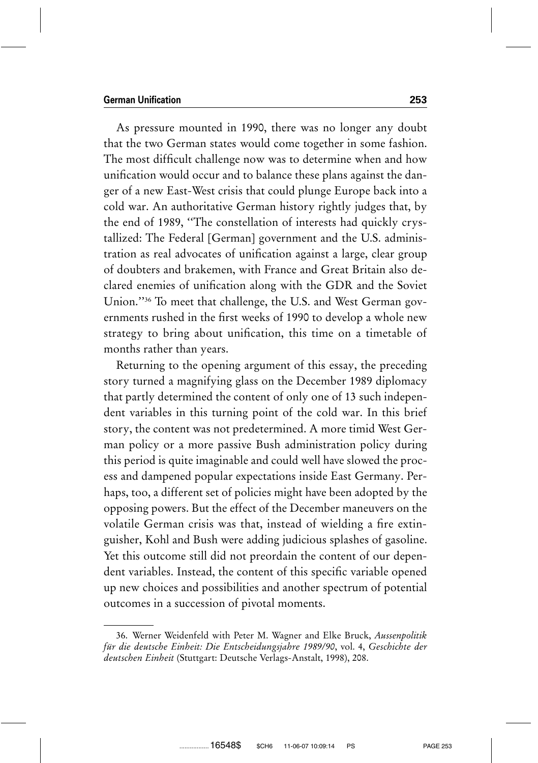As pressure mounted in 1990, there was no longer any doubt that the two German states would come together in some fashion. The most difficult challenge now was to determine when and how unification would occur and to balance these plans against the danger of a new East-West crisis that could plunge Europe back into a cold war. An authoritative German history rightly judges that, by the end of 1989, "The constellation of interests had quickly crystallized: The Federal [German] government and the U.S. administration as real advocates of unification against a large, clear group of doubters and brakemen, with France and Great Britain also declared enemies of unification along with the GDR and the Soviet Union."[36] To meet that challenge, the U.S. and West German governments rushed in the first weeks of 1990 to develop a whole new strategy to bring about unification, this time on a timetable of months rather than years.

Returning to the opening argument of this essay, the preceding story turned a magnifying glass on the December 1989 diplomacy that partly determined the content of only one of 13 such independent variables in this turning point of the cold war. In this brief story, the content was not predetermined. A more timid West German policy or a more passive Bush administration policy during this period is quite imaginable and could well have slowed the process and dampened popular expectations inside East Germany. Perhaps, too, a different set of policies might have been adopted by the opposing powers. But the effect of the December maneuvers on the volatile German crisis was that, instead of wielding a fire extinguisher, Kohl and Bush were adding judicious splashes of gasoline. Yet this outcome still did not preordain the content of our dependent variables. Instead, the content of this specific variable opened up new choices and possibilities and another spectrum of potential outcomes in a succession of pivotal moments.

---

36. Werner Weidenfeld with Peter M. Wagner and Elke Bruck, *Aussenpolitik für die deutsche Einheit: Die Entscheidungsjahre 1989/90*, vol. 4, *Geschichte der deutschen Einheit* (Stuttgart: Deutsche Verlags-Anstalt, 1998), 208.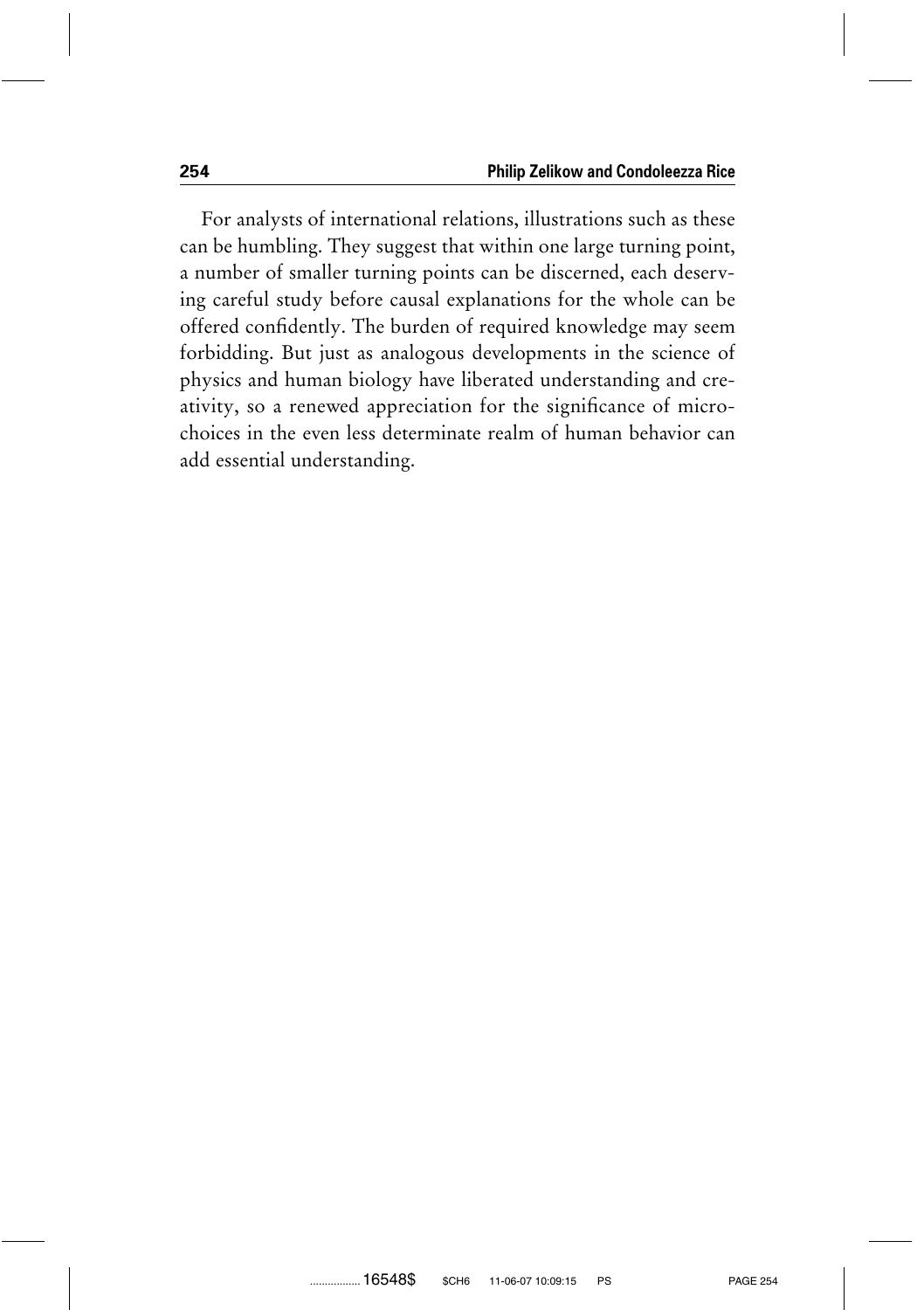For analysts of international relations, illustrations such as these can be humbling. They suggest that within one large turning point, a number of smaller turning points can be discerned, each deserving careful study before causal explanations for the whole can be offered confidently. The burden of required knowledge may seem forbidding. But just as analogous developments in the science of physics and human biology have liberated understanding and creativity, so a renewed appreciation for the significance of microchoices in the even less determinate realm of human behavior can add essential understanding.